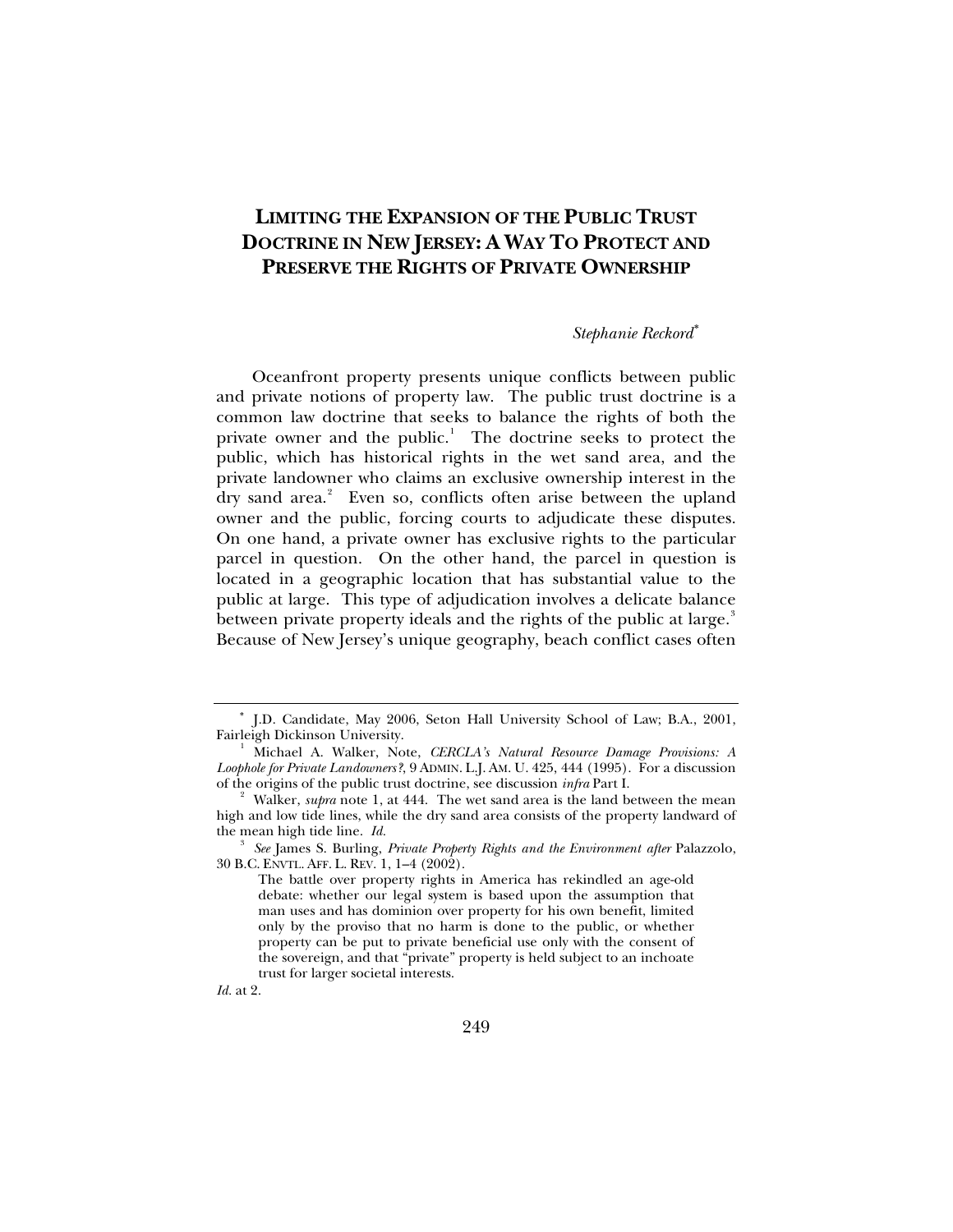# LIMITING THE EXPANSION OF THE PUBLIC TRUST DOCTRINE IN NEW JERSEY: A WAY TO PROTECT AND PRESERVE THE RIGHTS OF PRIVATE OWNERSHIP

*Stephanie Reckord*[*]

Oceanfront property presents unique conflicts between public and private notions of property law. The public trust doctrine is a common law doctrine that seeks to balance the rights of both the private owner and the public.[1] The doctrine seeks to protect the public, which has historical rights in the wet sand area, and the private landowner who claims an exclusive ownership interest in the dry sand area.[2] Even so, conflicts often arise between the upland owner and the public, forcing courts to adjudicate these disputes. On one hand, a private owner has exclusive rights to the particular parcel in question. On the other hand, the parcel in question is located in a geographic location that has substantial value to the public at large. This type of adjudication involves a delicate balance between private property ideals and the rights of the public at large.[3] Because of New Jersey's unique geography, beach conflict cases often

---

[*] J.D. Candidate, May 2006, Seton Hall University School of Law; B.A., 2001, Fairleigh Dickinson University.

[1] Michael A. Walker, Note, *CERCLA's Natural Resource Damage Provisions: A Loophole for Private Landowners?*, 9 ADMIN. L.J. AM. U. 425, 444 (1995). For a discussion of the origins of the public trust doctrine, see discussion *infra* Part I.

[2] Walker, *supra* note 1, at 444. The wet sand area is the land between the mean high and low tide lines, while the dry sand area consists of the property landward of the mean high tide line. *Id.*

[3] *See* James S. Burling, *Private Property Rights and the Environment after* Palazzolo, 30 B.C. ENVTL. AFF. L. REV. 1, 1–4 (2002).

> The battle over property rights in America has rekindled an age-old debate: whether our legal system is based upon the assumption that man uses and has dominion over property for his own benefit, limited only by the proviso that no harm is done to the public, or whether property can be put to private beneficial use only with the consent of the sovereign, and that "private" property is held subject to an inchoate trust for larger societal interests.

*Id.* at 2.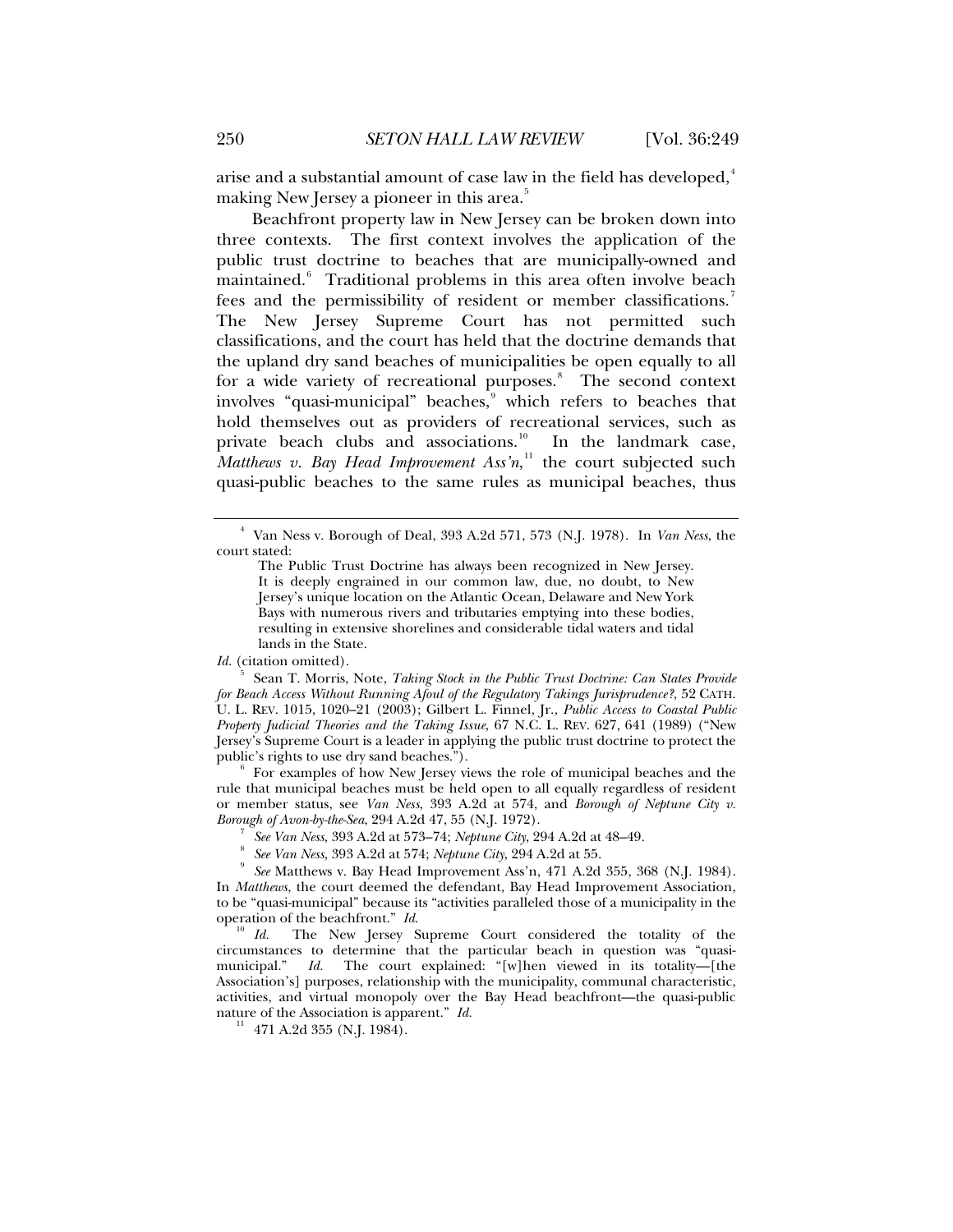arise and a substantial amount of case law in the field has developed,[4] making New Jersey a pioneer in this area.[5]

Beachfront property law in New Jersey can be broken down into three contexts. The first context involves the application of the public trust doctrine to beaches that are municipally-owned and maintained.[6] Traditional problems in this area often involve beach fees and the permissibility of resident or member classifications.[7] The New Jersey Supreme Court has not permitted such classifications, and the court has held that the doctrine demands that the upland dry sand beaches of municipalities be open equally to all for a wide variety of recreational purposes.[8] The second context involves "quasi-municipal" beaches,[9] which refers to beaches that hold themselves out as providers of recreational services, such as private beach clubs and associations.[10] In the landmark case, *Matthews v. Bay Head Improvement Ass'n*,[11] the court subjected such quasi-public beaches to the same rules as municipal beaches, thus

---

[4] Van Ness v. Borough of Deal, 393 A.2d 571, 573 (N.J. 1978). In *Van Ness*, the court stated:

> The Public Trust Doctrine has always been recognized in New Jersey. It is deeply engrained in our common law, due, no doubt, to New Jersey's unique location on the Atlantic Ocean, Delaware and New York Bays with numerous rivers and tributaries emptying into these bodies, resulting in extensive shorelines and considerable tidal waters and tidal lands in the State.

*Id.* (citation omitted).

[5] Sean T. Morris, Note, *Taking Stock in the Public Trust Doctrine: Can States Provide for Beach Access Without Running Afoul of the Regulatory Takings Jurisprudence?*, 52 CATH. U. L. REV. 1015, 1020–21 (2003); Gilbert L. Finnel, Jr., *Public Access to Coastal Public Property Judicial Theories and the Taking Issue*, 67 N.C. L. REV. 627, 641 (1989) ("New Jersey's Supreme Court is a leader in applying the public trust doctrine to protect the public's rights to use dry sand beaches.").

[6] For examples of how New Jersey views the role of municipal beaches and the rule that municipal beaches must be held open to all equally regardless of resident or member status, see *Van Ness*, 393 A.2d at 574, and *Borough of Neptune City v. Borough of Avon-by-the-Sea*, 294 A.2d 47, 55 (N.J. 1972).

[7] *See Van Ness*, 393 A.2d at 573–74; *Neptune City*, 294 A.2d at 48–49.

[8] *See Van Ness*, 393 A.2d at 574; *Neptune City*, 294 A.2d at 55.

[9] *See* Matthews v. Bay Head Improvement Ass'n, 471 A.2d 355, 368 (N.J. 1984). In *Matthews*, the court deemed the defendant, Bay Head Improvement Association, to be "quasi-municipal" because its "activities paralleled those of a municipality in the operation of the beachfront." *Id.*

[10] *Id.* The New Jersey Supreme Court considered the totality of the circumstances to determine that the particular beach in question was "quasi-municipal." *Id.* The court explained: "[w]hen viewed in its totality—[the Association's] purposes, relationship with the municipality, communal characteristic, activities, and virtual monopoly over the Bay Head beachfront—the quasi-public nature of the Association is apparent." *Id.*

[11] 471 A.2d 355 (N.J. 1984).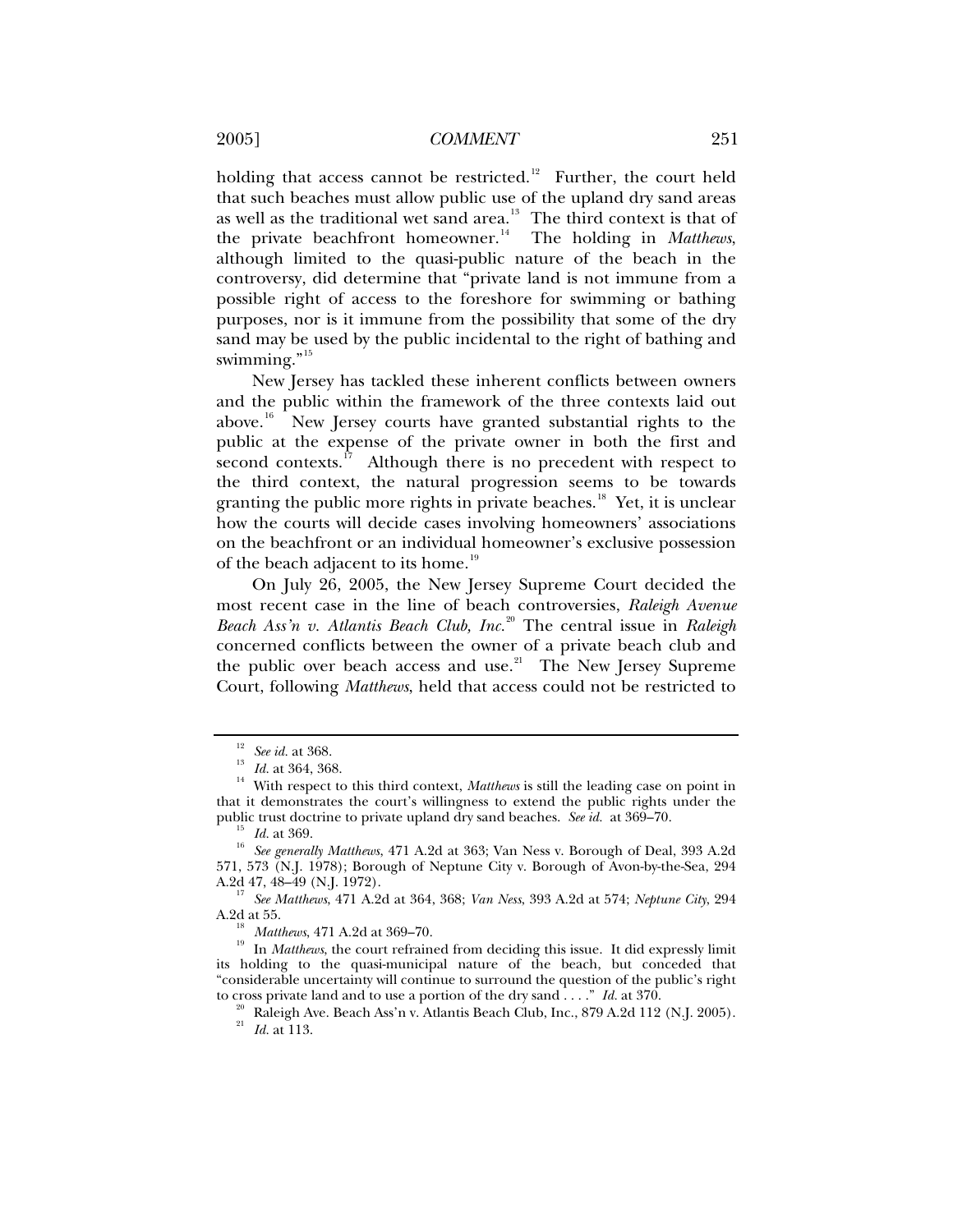holding that access cannot be restricted.[12] Further, the court held that such beaches must allow public use of the upland dry sand areas as well as the traditional wet sand area.[13] The third context is that of the private beachfront homeowner.[14] The holding in *Matthews*, although limited to the quasi-public nature of the beach in the controversy, did determine that "private land is not immune from a possible right of access to the foreshore for swimming or bathing purposes, nor is it immune from the possibility that some of the dry sand may be used by the public incidental to the right of bathing and swimming."[15]

New Jersey has tackled these inherent conflicts between owners and the public within the framework of the three contexts laid out above.[16] New Jersey courts have granted substantial rights to the public at the expense of the private owner in both the first and second contexts.[17] Although there is no precedent with respect to the third context, the natural progression seems to be towards granting the public more rights in private beaches.[18] Yet, it is unclear how the courts will decide cases involving homeowners' associations on the beachfront or an individual homeowner's exclusive possession of the beach adjacent to its home.[19]

On July 26, 2005, the New Jersey Supreme Court decided the most recent case in the line of beach controversies, *Raleigh Avenue Beach Ass'n v. Atlantis Beach Club, Inc.*[20] The central issue in *Raleigh* concerned conflicts between the owner of a private beach club and the public over beach access and use.[21] The New Jersey Supreme Court, following *Matthews*, held that access could not be restricted to

---

[12] *See id.* at 368.

[13] *Id.* at 364, 368.

[14] With respect to this third context, *Matthews* is still the leading case on point in that it demonstrates the court's willingness to extend the public rights under the public trust doctrine to private upland dry sand beaches. *See id.* at 369–70.

[15] *Id.* at 369.

[16] *See generally Matthews*, 471 A.2d at 363; Van Ness v. Borough of Deal, 393 A.2d 571, 573 (N.J. 1978); Borough of Neptune City v. Borough of Avon-by-the-Sea, 294 A.2d 47, 48–49 (N.J. 1972).

[17] *See Matthews*, 471 A.2d at 364, 368; *Van Ness*, 393 A.2d at 574; *Neptune City*, 294 A.2d at 55.

[18] *Matthews*, 471 A.2d at 369–70.

[19] In *Matthews*, the court refrained from deciding this issue. It did expressly limit its holding to the quasi-municipal nature of the beach, but conceded that "considerable uncertainty will continue to surround the question of the public's right to cross private land and to use a portion of the dry sand . . . ." *Id.* at 370.

[20] Raleigh Ave. Beach Ass'n v. Atlantis Beach Club, Inc., 879 A.2d 112 (N.J. 2005).

[21] *Id.* at 113.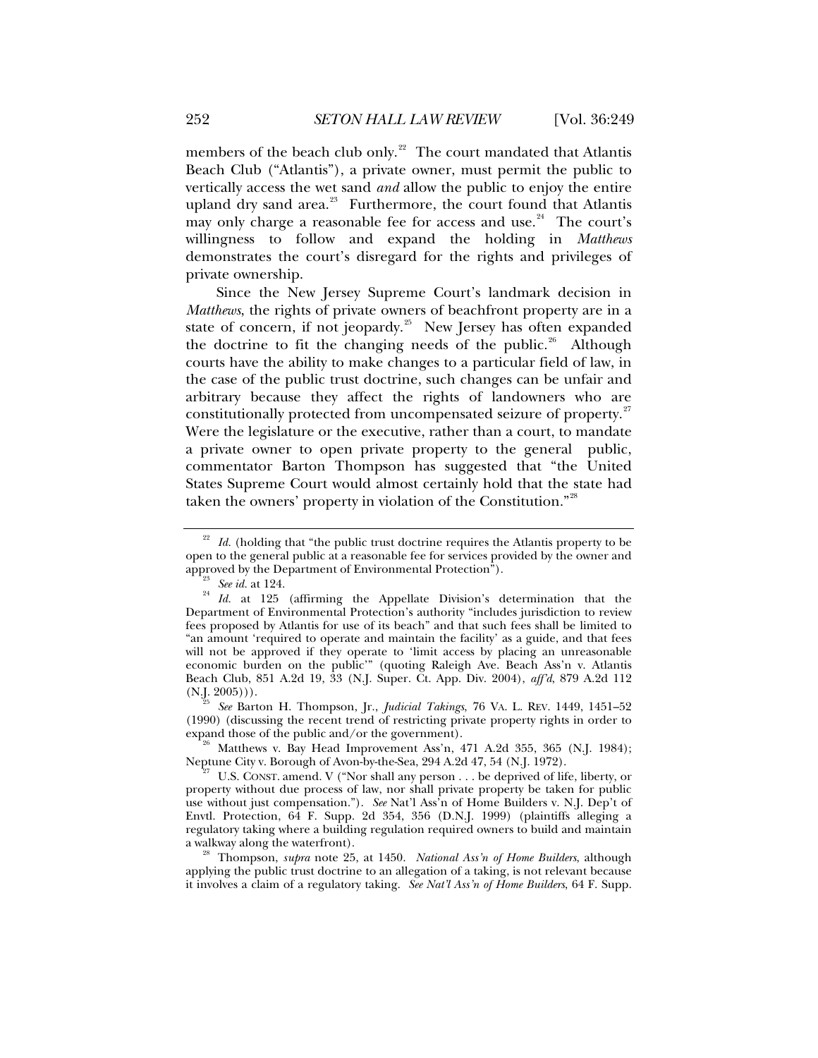members of the beach club only.[22] The court mandated that Atlantis Beach Club ("Atlantis"), a private owner, must permit the public to vertically access the wet sand *and* allow the public to enjoy the entire upland dry sand area.[23] Furthermore, the court found that Atlantis may only charge a reasonable fee for access and use.[24] The court's willingness to follow and expand the holding in *Matthews* demonstrates the court's disregard for the rights and privileges of private ownership.

Since the New Jersey Supreme Court's landmark decision in *Matthews*, the rights of private owners of beachfront property are in a state of concern, if not jeopardy.[25] New Jersey has often expanded the doctrine to fit the changing needs of the public.[26] Although courts have the ability to make changes to a particular field of law, in the case of the public trust doctrine, such changes can be unfair and arbitrary because they affect the rights of landowners who are constitutionally protected from uncompensated seizure of property.[27] Were the legislature or the executive, rather than a court, to mandate a private owner to open private property to the general public, commentator Barton Thompson has suggested that "the United States Supreme Court would almost certainly hold that the state had taken the owners' property in violation of the Constitution."[28]

---

[22] *Id.* (holding that "the public trust doctrine requires the Atlantis property to be open to the general public at a reasonable fee for services provided by the owner and approved by the Department of Environmental Protection").

[23] *See id.* at 124.

[24] *Id.* at 125 (affirming the Appellate Division's determination that the Department of Environmental Protection's authority "includes jurisdiction to review fees proposed by Atlantis for use of its beach" and that such fees shall be limited to "an amount 'required to operate and maintain the facility' as a guide, and that fees will not be approved if they operate to 'limit access by placing an unreasonable economic burden on the public'" (quoting Raleigh Ave. Beach Ass'n v. Atlantis Beach Club, 851 A.2d 19, 33 (N.J. Super. Ct. App. Div. 2004), *aff'd*, 879 A.2d 112 (N.J. 2005))).

[25] *See* Barton H. Thompson, Jr., *Judicial Takings*, 76 VA. L. REV. 1449, 1451–52 (1990) (discussing the recent trend of restricting private property rights in order to expand those of the public and/or the government).

[26] Matthews v. Bay Head Improvement Ass'n, 471 A.2d 355, 365 (N.J. 1984); Neptune City v. Borough of Avon-by-the-Sea, 294 A.2d 47, 54 (N.J. 1972).

[27] U.S. CONST. amend. V ("Nor shall any person . . . be deprived of life, liberty, or property without due process of law, nor shall private property be taken for public use without just compensation."). *See* Nat'l Ass'n of Home Builders v. N.J. Dep't of Envtl. Protection, 64 F. Supp. 2d 354, 356 (D.N.J. 1999) (plaintiffs alleging a regulatory taking where a building regulation required owners to build and maintain a walkway along the waterfront).

[28] Thompson, *supra* note 25, at 1450. *National Ass'n of Home Builders*, although applying the public trust doctrine to an allegation of a taking, is not relevant because it involves a claim of a regulatory taking. *See Nat'l Ass'n of Home Builders*, 64 F. Supp.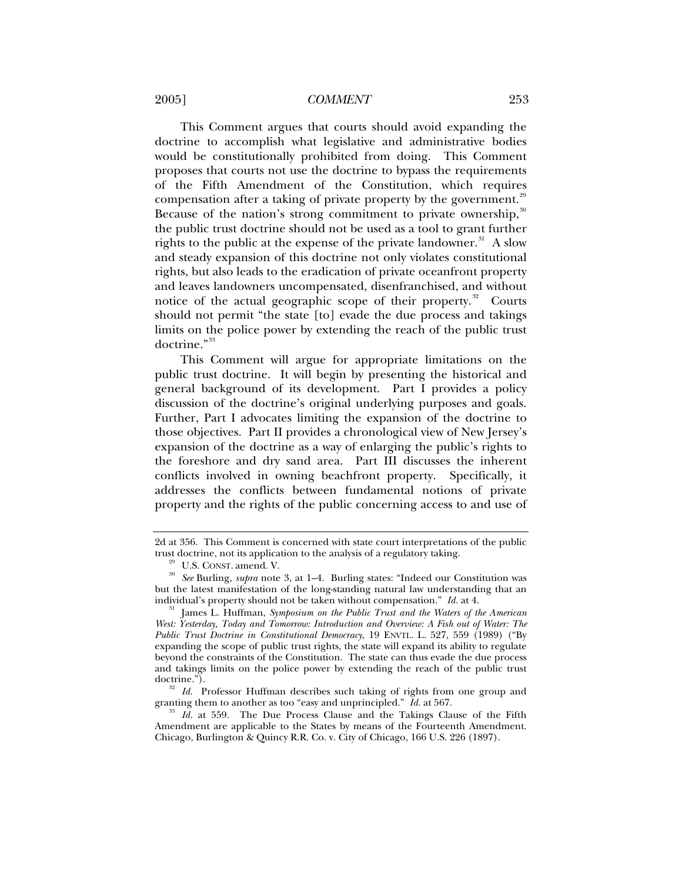This Comment argues that courts should avoid expanding the doctrine to accomplish what legislative and administrative bodies would be constitutionally prohibited from doing. This Comment proposes that courts not use the doctrine to bypass the requirements of the Fifth Amendment of the Constitution, which requires compensation after a taking of private property by the government.[29] Because of the nation's strong commitment to private ownership,[30] the public trust doctrine should not be used as a tool to grant further rights to the public at the expense of the private landowner.[31] A slow and steady expansion of this doctrine not only violates constitutional rights, but also leads to the eradication of private oceanfront property and leaves landowners uncompensated, disenfranchised, and without notice of the actual geographic scope of their property.[32] Courts should not permit "the state [to] evade the due process and takings limits on the police power by extending the reach of the public trust doctrine."[33]

This Comment will argue for appropriate limitations on the public trust doctrine. It will begin by presenting the historical and general background of its development. Part I provides a policy discussion of the doctrine's original underlying purposes and goals. Further, Part I advocates limiting the expansion of the doctrine to those objectives. Part II provides a chronological view of New Jersey's expansion of the doctrine as a way of enlarging the public's rights to the foreshore and dry sand area. Part III discusses the inherent conflicts involved in owning beachfront property. Specifically, it addresses the conflicts between fundamental notions of private property and the rights of the public concerning access to and use of

---

2d at 356. This Comment is concerned with state court interpretations of the public trust doctrine, not its application to the analysis of a regulatory taking.

[29] U.S. CONST. amend. V.

[30] *See* Burling, *supra* note 3, at 1–4. Burling states: "Indeed our Constitution was but the latest manifestation of the long-standing natural law understanding that an individual's property should not be taken without compensation." *Id.* at 4.

[31] James L. Huffman, *Symposium on the Public Trust and the Waters of the American West: Yesterday, Today and Tomorrow: Introduction and Overview: A Fish out of Water: The Public Trust Doctrine in Constitutional Democracy*, 19 ENVTL. L. 527, 559 (1989) ("By expanding the scope of public trust rights, the state will expand its ability to regulate beyond the constraints of the Constitution. The state can thus evade the due process and takings limits on the police power by extending the reach of the public trust doctrine.").

[32] *Id.* Professor Huffman describes such taking of rights from one group and granting them to another as too "easy and unprincipled." *Id.* at 567.

[33] *Id.* at 559. The Due Process Clause and the Takings Clause of the Fifth Amendment are applicable to the States by means of the Fourteenth Amendment. Chicago, Burlington & Quincy R.R. Co. v. City of Chicago, 166 U.S. 226 (1897).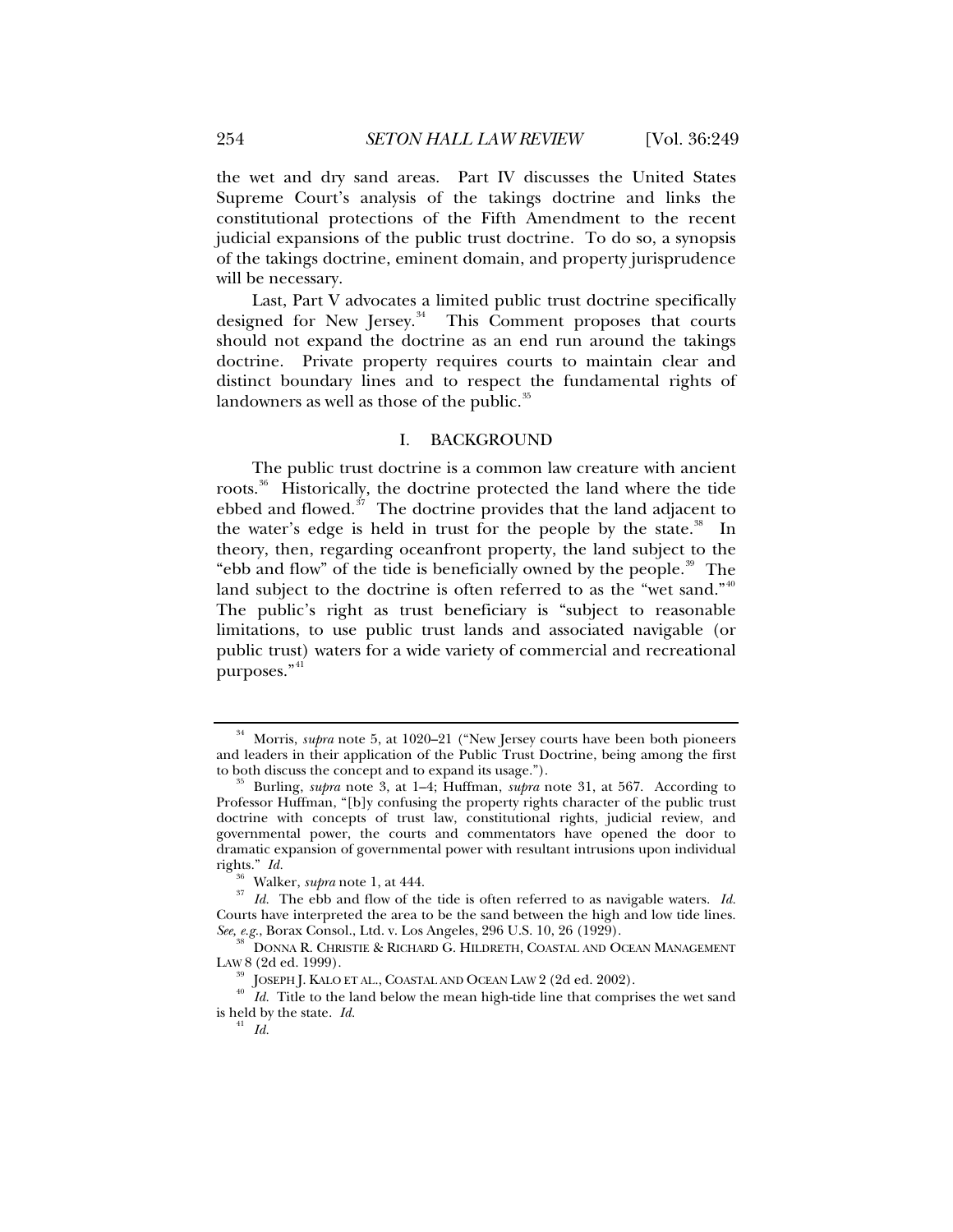the wet and dry sand areas. Part IV discusses the United States Supreme Court's analysis of the takings doctrine and links the constitutional protections of the Fifth Amendment to the recent judicial expansions of the public trust doctrine. To do so, a synopsis of the takings doctrine, eminent domain, and property jurisprudence will be necessary.

Last, Part V advocates a limited public trust doctrine specifically designed for New Jersey.[34] This Comment proposes that courts should not expand the doctrine as an end run around the takings doctrine. Private property requires courts to maintain clear and distinct boundary lines and to respect the fundamental rights of landowners as well as those of the public.[35]

## I. BACKGROUND

The public trust doctrine is a common law creature with ancient roots.[36] Historically, the doctrine protected the land where the tide ebbed and flowed.[37] The doctrine provides that the land adjacent to the water's edge is held in trust for the people by the state.[38] In theory, then, regarding oceanfront property, the land subject to the "ebb and flow" of the tide is beneficially owned by the people.[39] The land subject to the doctrine is often referred to as the "wet sand."[40] The public's right as trust beneficiary is "subject to reasonable limitations, to use public trust lands and associated navigable (or public trust) waters for a wide variety of commercial and recreational purposes."[41]

---

[34] Morris, *supra* note 5, at 1020–21 ("New Jersey courts have been both pioneers and leaders in their application of the Public Trust Doctrine, being among the first to both discuss the concept and to expand its usage.").

[35] Burling, *supra* note 3, at 1–4; Huffman, *supra* note 31, at 567. According to Professor Huffman, "[b]y confusing the property rights character of the public trust doctrine with concepts of trust law, constitutional rights, judicial review, and governmental power, the courts and commentators have opened the door to dramatic expansion of governmental power with resultant intrusions upon individual rights." *Id.*

[36] Walker, *supra* note 1, at 444.

[37] *Id.* The ebb and flow of the tide is often referred to as navigable waters. *Id.* Courts have interpreted the area to be the sand between the high and low tide lines. *See, e.g.*, Borax Consol., Ltd. v. Los Angeles, 296 U.S. 10, 26 (1929).

[38] DONNA R. CHRISTIE & RICHARD G. HILDRETH, COASTAL AND OCEAN MANAGEMENT LAW 8 (2d ed. 1999).

[39] JOSEPH J. KALO ET AL., COASTAL AND OCEAN LAW 2 (2d ed. 2002).

[40] *Id.* Title to the land below the mean high-tide line that comprises the wet sand is held by the state. *Id.*

[41] *Id.*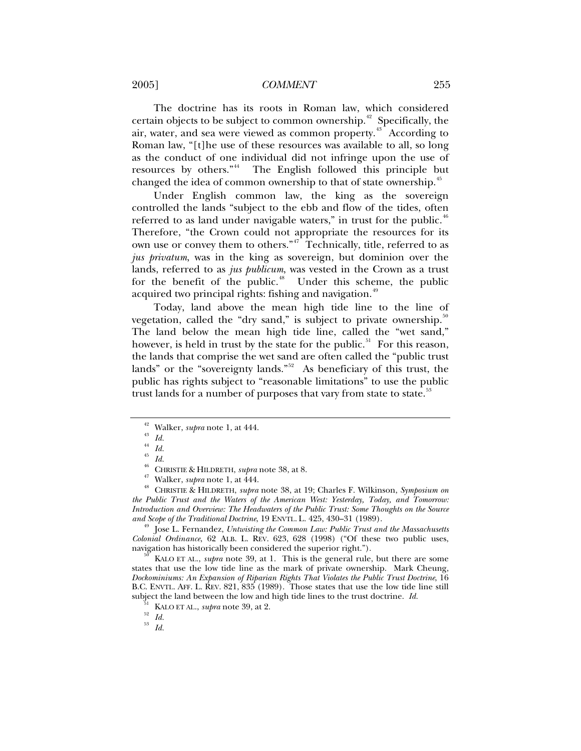The doctrine has its roots in Roman law, which considered certain objects to be subject to common ownership.[42] Specifically, the air, water, and sea were viewed as common property.[43] According to Roman law, "[t]he use of these resources was available to all, so long as the conduct of one individual did not infringe upon the use of resources by others."[44] The English followed this principle but changed the idea of common ownership to that of state ownership.[45]

Under English common law, the king as the sovereign controlled the lands "subject to the ebb and flow of the tides, often referred to as land under navigable waters," in trust for the public.[46] Therefore, "the Crown could not appropriate the resources for its own use or convey them to others."[47] Technically, title, referred to as *jus privatum*, was in the king as sovereign, but dominion over the lands, referred to as *jus publicum*, was vested in the Crown as a trust for the benefit of the public.[48] Under this scheme, the public acquired two principal rights: fishing and navigation.[49]

Today, land above the mean high tide line to the line of vegetation, called the "dry sand," is subject to private ownership.[50] The land below the mean high tide line, called the "wet sand," however, is held in trust by the state for the public.[51] For this reason, the lands that comprise the wet sand are often called the "public trust lands" or the "sovereignty lands."[52] As beneficiary of this trust, the public has rights subject to "reasonable limitations" to use the public trust lands for a number of purposes that vary from state to state.[53]

---

[42] Walker, *supra* note 1, at 444.

[43] *Id.*

[44] *Id.*

[45] *Id.*

[46] CHRISTIE & HILDRETH, *supra* note 38, at 8.

[47] Walker, *supra* note 1, at 444.

[48] CHRISTIE & HILDRETH, *supra* note 38, at 19; Charles F. Wilkinson, *Symposium on the Public Trust and the Waters of the American West: Yesterday, Today, and Tomorrow: Introduction and Overview: The Headwaters of the Public Trust: Some Thoughts on the Source and Scope of the Traditional Doctrine*, 19 ENVTL. L. 425, 430–31 (1989).

[49] Jose L. Fernandez, *Untwisting the Common Law: Public Trust and the Massachusetts Colonial Ordinance*, 62 ALB. L. REV. 623, 628 (1998) ("Of these two public uses, navigation has historically been considered the superior right.").

[50] KALO ET AL., *supra* note 39, at 1. This is the general rule, but there are some states that use the low tide line as the mark of private ownership. Mark Cheung, *Dockominiums: An Expansion of Riparian Rights That Violates the Public Trust Doctrine*, 16 B.C. ENVTL. AFF. L. REV. 821, 835 (1989). Those states that use the low tide line still subject the land between the low and high tide lines to the trust doctrine. *Id.*

[51] KALO ET AL., *supra* note 39, at 2.

[52] *Id.*

[53] *Id.*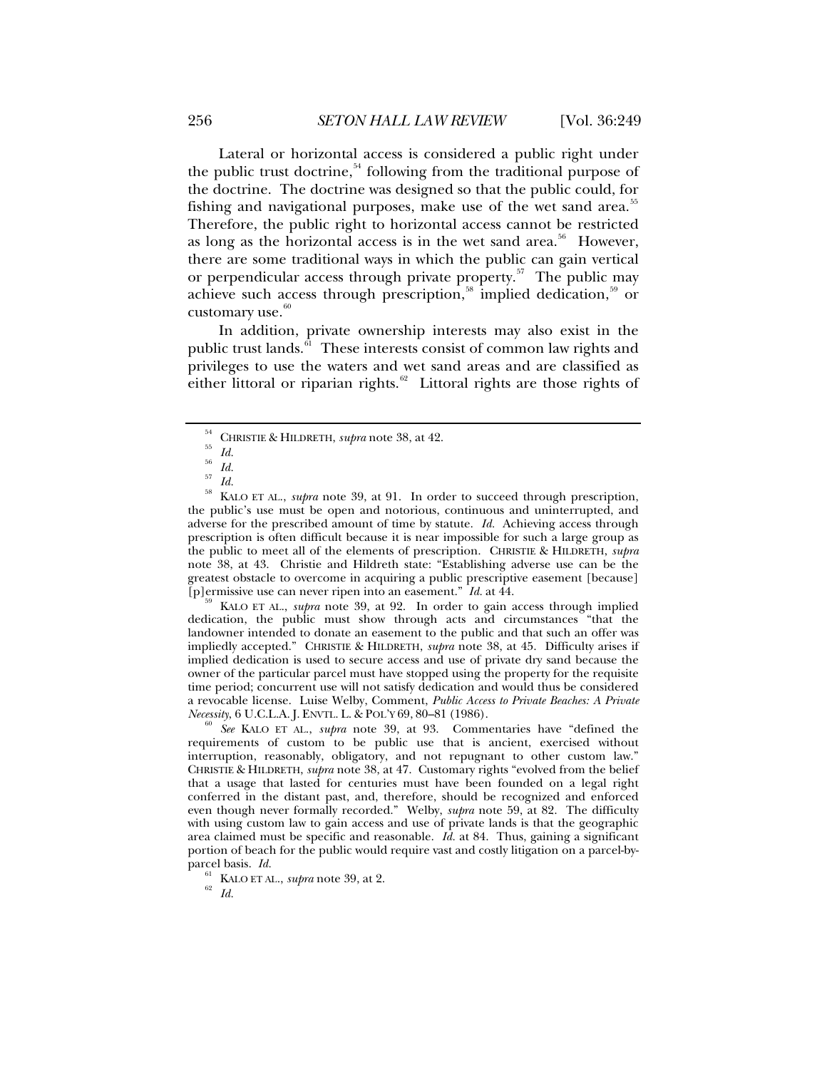Lateral or horizontal access is considered a public right under the public trust doctrine,[54] following from the traditional purpose of the doctrine. The doctrine was designed so that the public could, for fishing and navigational purposes, make use of the wet sand area.[55] Therefore, the public right to horizontal access cannot be restricted as long as the horizontal access is in the wet sand area.[56] However, there are some traditional ways in which the public can gain vertical or perpendicular access through private property.[57] The public may achieve such access through prescription,[58] implied dedication,[59] or customary use.[60]

In addition, private ownership interests may also exist in the public trust lands.[61] These interests consist of common law rights and privileges to use the waters and wet sand areas and are classified as either littoral or riparian rights.[62] Littoral rights are those rights of

---

[54] CHRISTIE & HILDRETH, *supra* note 38, at 42.

[55] *Id.*

[56] *Id.*

[57] *Id.*

[58] KALO ET AL., *supra* note 39, at 91. In order to succeed through prescription, the public's use must be open and notorious, continuous and uninterrupted, and adverse for the prescribed amount of time by statute. *Id.* Achieving access through prescription is often difficult because it is near impossible for such a large group as the public to meet all of the elements of prescription. CHRISTIE & HILDRETH, *supra* note 38, at 43. Christie and Hildreth state: "Establishing adverse use can be the greatest obstacle to overcome in acquiring a public prescriptive easement [because] [p]ermissive use can never ripen into an easement." *Id.* at 44.

[59] KALO ET AL., *supra* note 39, at 92. In order to gain access through implied dedication, the public must show through acts and circumstances "that the landowner intended to donate an easement to the public and that such an offer was impliedly accepted." CHRISTIE & HILDRETH, *supra* note 38, at 45. Difficulty arises if implied dedication is used to secure access and use of private dry sand because the owner of the particular parcel must have stopped using the property for the requisite time period; concurrent use will not satisfy dedication and would thus be considered a revocable license. Luise Welby, Comment, *Public Access to Private Beaches: A Private Necessity*, 6 U.C.L.A. J. ENVTL. L. & POL'Y 69, 80–81 (1986).

[60] *See* KALO ET AL., *supra* note 39, at 93. Commentaries have "defined the requirements of custom to be public use that is ancient, exercised without interruption, reasonably, obligatory, and not repugnant to other custom law." CHRISTIE & HILDRETH, *supra* note 38, at 47. Customary rights "evolved from the belief that a usage that lasted for centuries must have been founded on a legal right conferred in the distant past, and, therefore, should be recognized and enforced even though never formally recorded." Welby, *supra* note 59, at 82. The difficulty with using custom law to gain access and use of private lands is that the geographic area claimed must be specific and reasonable. *Id.* at 84. Thus, gaining a significant portion of beach for the public would require vast and costly litigation on a parcel-by-parcel basis. *Id.*

[61] KALO ET AL., *supra* note 39, at 2.

[62] *Id.*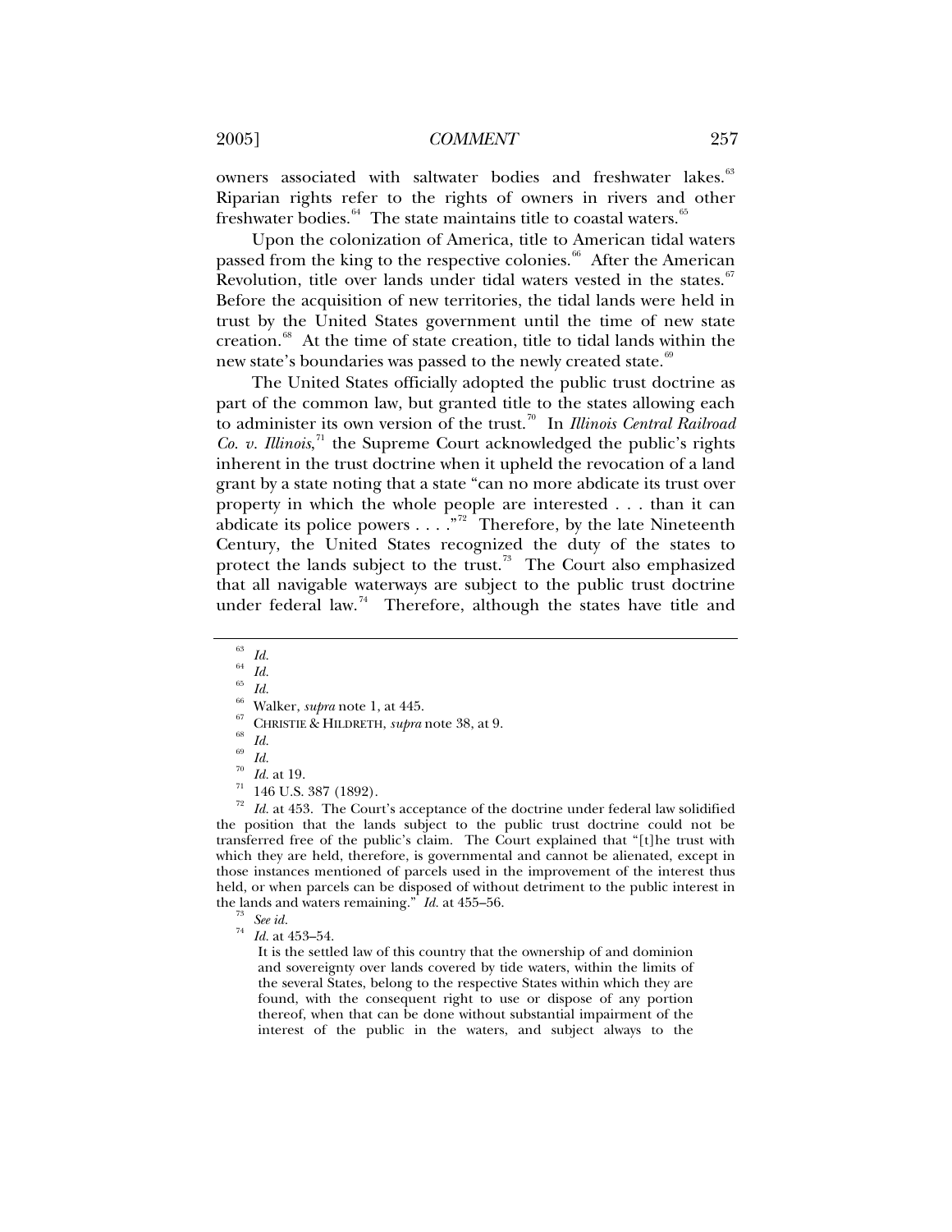owners associated with saltwater bodies and freshwater lakes.[63] Riparian rights refer to the rights of owners in rivers and other freshwater bodies.[64] The state maintains title to coastal waters.[65]

Upon the colonization of America, title to American tidal waters passed from the king to the respective colonies.[66] After the American Revolution, title over lands under tidal waters vested in the states.[67] Before the acquisition of new territories, the tidal lands were held in trust by the United States government until the time of new state creation.[68] At the time of state creation, title to tidal lands within the new state's boundaries was passed to the newly created state.[69]

The United States officially adopted the public trust doctrine as part of the common law, but granted title to the states allowing each to administer its own version of the trust.[70] In *Illinois Central Railroad Co. v. Illinois*,[71] the Supreme Court acknowledged the public's rights inherent in the trust doctrine when it upheld the revocation of a land grant by a state noting that a state "can no more abdicate its trust over property in which the whole people are interested . . . than it can abdicate its police powers . . . ."[72] Therefore, by the late Nineteenth Century, the United States recognized the duty of the states to protect the lands subject to the trust.[73] The Court also emphasized that all navigable waterways are subject to the public trust doctrine under federal law.[74] Therefore, although the states have title and

---

[63] *Id.*

[64] *Id.*

[65] *Id.*

[66] Walker, *supra* note 1, at 445.

[67] CHRISTIE & HILDRETH, *supra* note 38, at 9.

[68] *Id.*

[69] *Id.*

[70] *Id.* at 19.

[71] 146 U.S. 387 (1892).

[72] *Id.* at 453. The Court's acceptance of the doctrine under federal law solidified the position that the lands subject to the public trust doctrine could not be transferred free of the public's claim. The Court explained that "[t]he trust with which they are held, therefore, is governmental and cannot be alienated, except in those instances mentioned of parcels used in the improvement of the interest thus held, or when parcels can be disposed of without detriment to the public interest in the lands and waters remaining." *Id.* at 455–56.

[73] *See id.*

[74] *Id.* at 453–54.

> It is the settled law of this country that the ownership of and dominion and sovereignty over lands covered by tide waters, within the limits of the several States, belong to the respective States within which they are found, with the consequent right to use or dispose of any portion thereof, when that can be done without substantial impairment of the interest of the public in the waters, and subject always to the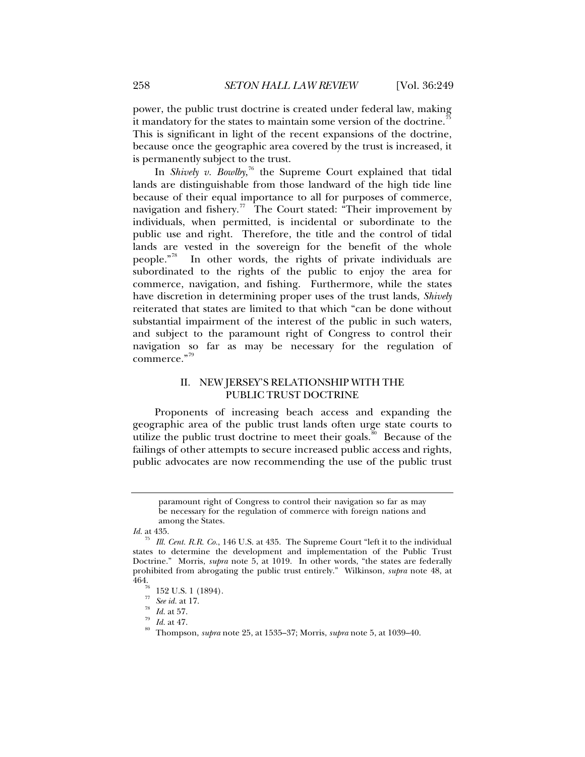power, the public trust doctrine is created under federal law, making it mandatory for the states to maintain some version of the doctrine.[75] This is significant in light of the recent expansions of the doctrine, because once the geographic area covered by the trust is increased, it is permanently subject to the trust.

In *Shively v. Bowlby*,[76] the Supreme Court explained that tidal lands are distinguishable from those landward of the high tide line because of their equal importance to all for purposes of commerce, navigation and fishery.[77] The Court stated: "Their improvement by individuals, when permitted, is incidental or subordinate to the public use and right. Therefore, the title and the control of tidal lands are vested in the sovereign for the benefit of the whole people."[78] In other words, the rights of private individuals are subordinated to the rights of the public to enjoy the area for commerce, navigation, and fishing. Furthermore, while the states have discretion in determining proper uses of the trust lands, *Shively* reiterated that states are limited to that which "can be done without substantial impairment of the interest of the public in such waters, and subject to the paramount right of Congress to control their navigation so far as may be necessary for the regulation of commerce."[79]

## II. NEW JERSEY'S RELATIONSHIP WITH THE PUBLIC TRUST DOCTRINE

Proponents of increasing beach access and expanding the geographic area of the public trust lands often urge state courts to utilize the public trust doctrine to meet their goals.[80] Because of the failings of other attempts to secure increased public access and rights, public advocates are now recommending the use of the public trust

---

> paramount right of Congress to control their navigation so far as may be necessary for the regulation of commerce with foreign nations and among the States.

*Id.* at 435.

[75] *Ill. Cent. R.R. Co.*, 146 U.S. at 435. The Supreme Court "left it to the individual states to determine the development and implementation of the Public Trust Doctrine." Morris, *supra* note 5, at 1019. In other words, "the states are federally prohibited from abrogating the public trust entirely." Wilkinson, *supra* note 48, at 464.

[76] 152 U.S. 1 (1894).

[77] *See id.* at 17.

[78] *Id.* at 57.

[79] *Id.* at 47.

[80] Thompson, *supra* note 25, at 1535–37; Morris, *supra* note 5, at 1039–40.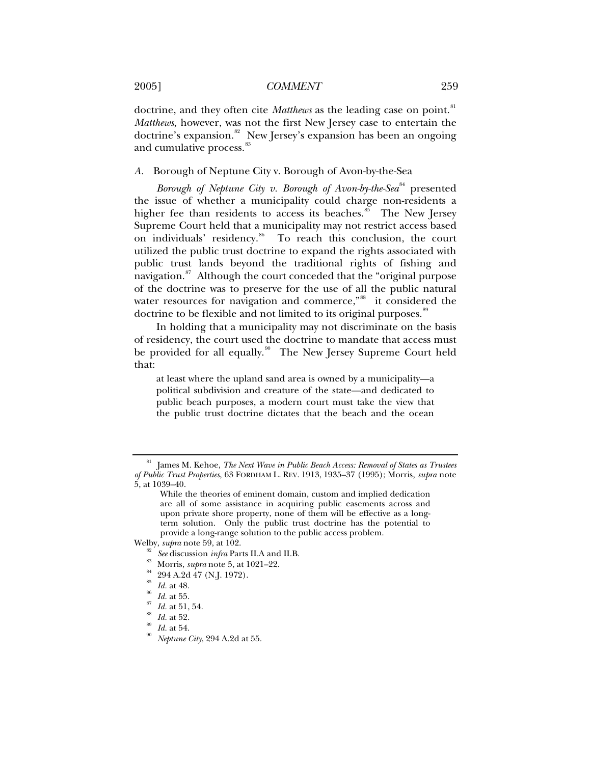doctrine, and they often cite *Matthews* as the leading case on point.[81] *Matthews*, however, was not the first New Jersey case to entertain the doctrine's expansion.[82] New Jersey's expansion has been an ongoing and cumulative process.[83]

### *A.* Borough of Neptune City v. Borough of Avon-by-the-Sea

*Borough of Neptune City v. Borough of Avon-by-the-Sea*[84] presented the issue of whether a municipality could charge non-residents a higher fee than residents to access its beaches.[85] The New Jersey Supreme Court held that a municipality may not restrict access based on individuals' residency.[86] To reach this conclusion, the court utilized the public trust doctrine to expand the rights associated with public trust lands beyond the traditional rights of fishing and navigation.[87] Although the court conceded that the "original purpose of the doctrine was to preserve for the use of all the public natural water resources for navigation and commerce,"[88] it considered the doctrine to be flexible and not limited to its original purposes.[89]

In holding that a municipality may not discriminate on the basis of residency, the court used the doctrine to mandate that access must be provided for all equally.[90] The New Jersey Supreme Court held that:

> at least where the upland sand area is owned by a municipality—a political subdivision and creature of the state—and dedicated to public beach purposes, a modern court must take the view that the public trust doctrine dictates that the beach and the ocean

---

[81] James M. Kehoe, *The Next Wave in Public Beach Access: Removal of States as Trustees of Public Trust Properties*, 63 FORDHAM L. REV. 1913, 1935–37 (1995); Morris, *supra* note 5, at 1039–40.

> While the theories of eminent domain, custom and implied dedication are all of some assistance in acquiring public easements across and upon private shore property, none of them will be effective as a long-term solution. Only the public trust doctrine has the potential to provide a long-range solution to the public access problem.

Welby, *supra* note 59, at 102.

[82] *See* discussion *infra* Parts II.A and II.B.

[83] Morris, *supra* note 5, at 1021–22.

[84] 294 A.2d 47 (N.J. 1972).

[85] *Id.* at 48.

[86] *Id.* at 55.

[87] *Id.* at 51, 54.

[88] *Id.* at 52.

[89] *Id.* at 54.

[90] *Neptune City*, 294 A.2d at 55.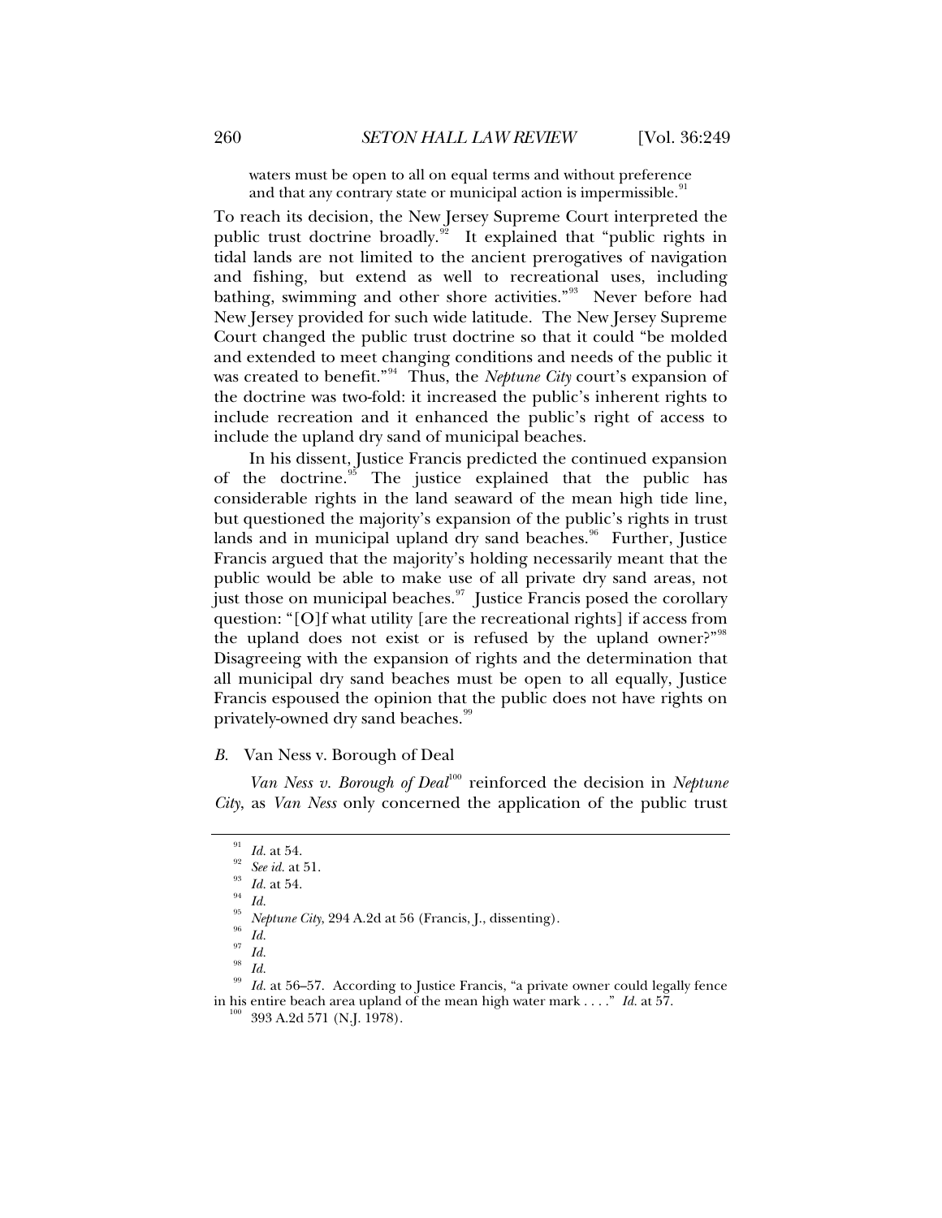waters must be open to all on equal terms and without preference and that any contrary state or municipal action is impermissible.[91]

To reach its decision, the New Jersey Supreme Court interpreted the public trust doctrine broadly.[92] It explained that "public rights in tidal lands are not limited to the ancient prerogatives of navigation and fishing, but extend as well to recreational uses, including bathing, swimming and other shore activities."[93] Never before had New Jersey provided for such wide latitude. The New Jersey Supreme Court changed the public trust doctrine so that it could "be molded and extended to meet changing conditions and needs of the public it was created to benefit."[94] Thus, the *Neptune City* court's expansion of the doctrine was two-fold: it increased the public's inherent rights to include recreation and it enhanced the public's right of access to include the upland dry sand of municipal beaches.

In his dissent, Justice Francis predicted the continued expansion of the doctrine.[95] The justice explained that the public has considerable rights in the land seaward of the mean high tide line, but questioned the majority's expansion of the public's rights in trust lands and in municipal upland dry sand beaches.[96] Further, Justice Francis argued that the majority's holding necessarily meant that the public would be able to make use of all private dry sand areas, not just those on municipal beaches.[97] Justice Francis posed the corollary question: "[O]f what utility [are the recreational rights] if access from the upland does not exist or is refused by the upland owner?"[98] Disagreeing with the expansion of rights and the determination that all municipal dry sand beaches must be open to all equally, Justice Francis espoused the opinion that the public does not have rights on privately-owned dry sand beaches.[99]

### *B.* Van Ness v. Borough of Deal

*Van Ness v. Borough of Deal*[100] reinforced the decision in *Neptune City*, as *Van Ness* only concerned the application of the public trust

---

[91] *Id.* at 54.

[92] *See id.* at 51.

[93] *Id.* at 54.

[94] *Id.*

[95] *Neptune City*, 294 A.2d at 56 (Francis, J., dissenting).

[96] *Id.*

[97] *Id.*

[98] *Id.*

[99] *Id.* at 56–57. According to Justice Francis, "a private owner could legally fence in his entire beach area upland of the mean high water mark . . . ." *Id.* at 57.

[100] 393 A.2d 571 (N.J. 1978).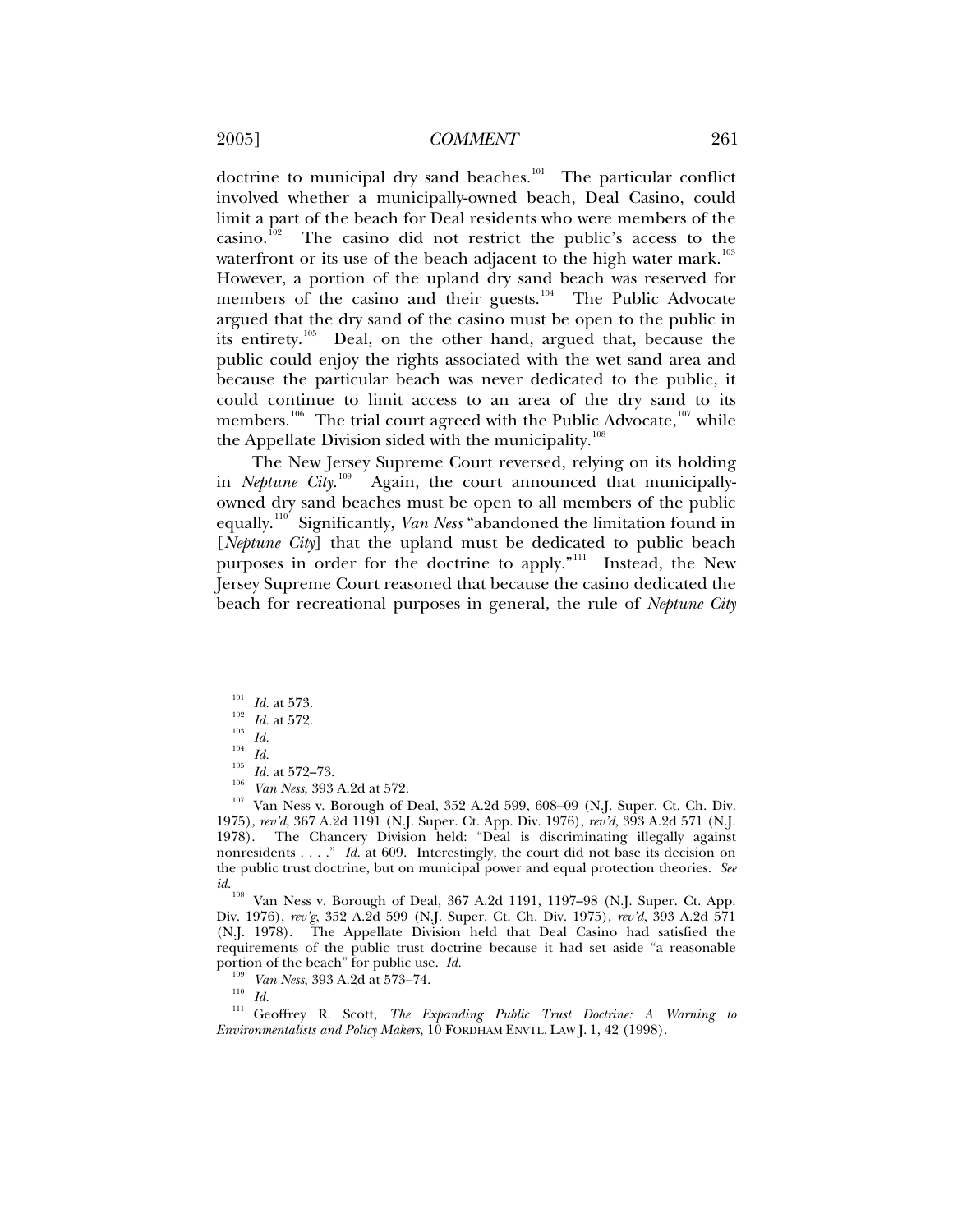doctrine to municipal dry sand beaches.[101] The particular conflict involved whether a municipally-owned beach, Deal Casino, could limit a part of the beach for Deal residents who were members of the casino.[102] The casino did not restrict the public's access to the waterfront or its use of the beach adjacent to the high water mark.[103] However, a portion of the upland dry sand beach was reserved for members of the casino and their guests.[104] The Public Advocate argued that the dry sand of the casino must be open to the public in its entirety.[105] Deal, on the other hand, argued that, because the public could enjoy the rights associated with the wet sand area and because the particular beach was never dedicated to the public, it could continue to limit access to an area of the dry sand to its members.[106] The trial court agreed with the Public Advocate,[107] while the Appellate Division sided with the municipality.[108]

The New Jersey Supreme Court reversed, relying on its holding in *Neptune City*.[109] Again, the court announced that municipally-owned dry sand beaches must be open to all members of the public equally.[110] Significantly, *Van Ness* "abandoned the limitation found in [*Neptune City*] that the upland must be dedicated to public beach purposes in order for the doctrine to apply."[111] Instead, the New Jersey Supreme Court reasoned that because the casino dedicated the beach for recreational purposes in general, the rule of *Neptune City*

---

[101] *Id.* at 573.

[102] *Id.* at 572.

[103] *Id.*

[104] *Id.*

[105] *Id.* at 572–73.

[106] *Van Ness*, 393 A.2d at 572.

[107] Van Ness v. Borough of Deal, 352 A.2d 599, 608–09 (N.J. Super. Ct. Ch. Div. 1975), *rev'd*, 367 A.2d 1191 (N.J. Super. Ct. App. Div. 1976), *rev'd*, 393 A.2d 571 (N.J. 1978). The Chancery Division held: "Deal is discriminating illegally against nonresidents . . . ." *Id.* at 609. Interestingly, the court did not base its decision on the public trust doctrine, but on municipal power and equal protection theories. *See id.*

[108] Van Ness v. Borough of Deal, 367 A.2d 1191, 1197–98 (N.J. Super. Ct. App. Div. 1976), *rev'g*, 352 A.2d 599 (N.J. Super. Ct. Ch. Div. 1975), *rev'd*, 393 A.2d 571 (N.J. 1978). The Appellate Division held that Deal Casino had satisfied the requirements of the public trust doctrine because it had set aside "a reasonable portion of the beach" for public use. *Id.*

[109] *Van Ness*, 393 A.2d at 573–74.

[110] *Id.*

[111] Geoffrey R. Scott, *The Expanding Public Trust Doctrine: A Warning to Environmentalists and Policy Makers*, 10 FORDHAM ENVTL. LAW J. 1, 42 (1998).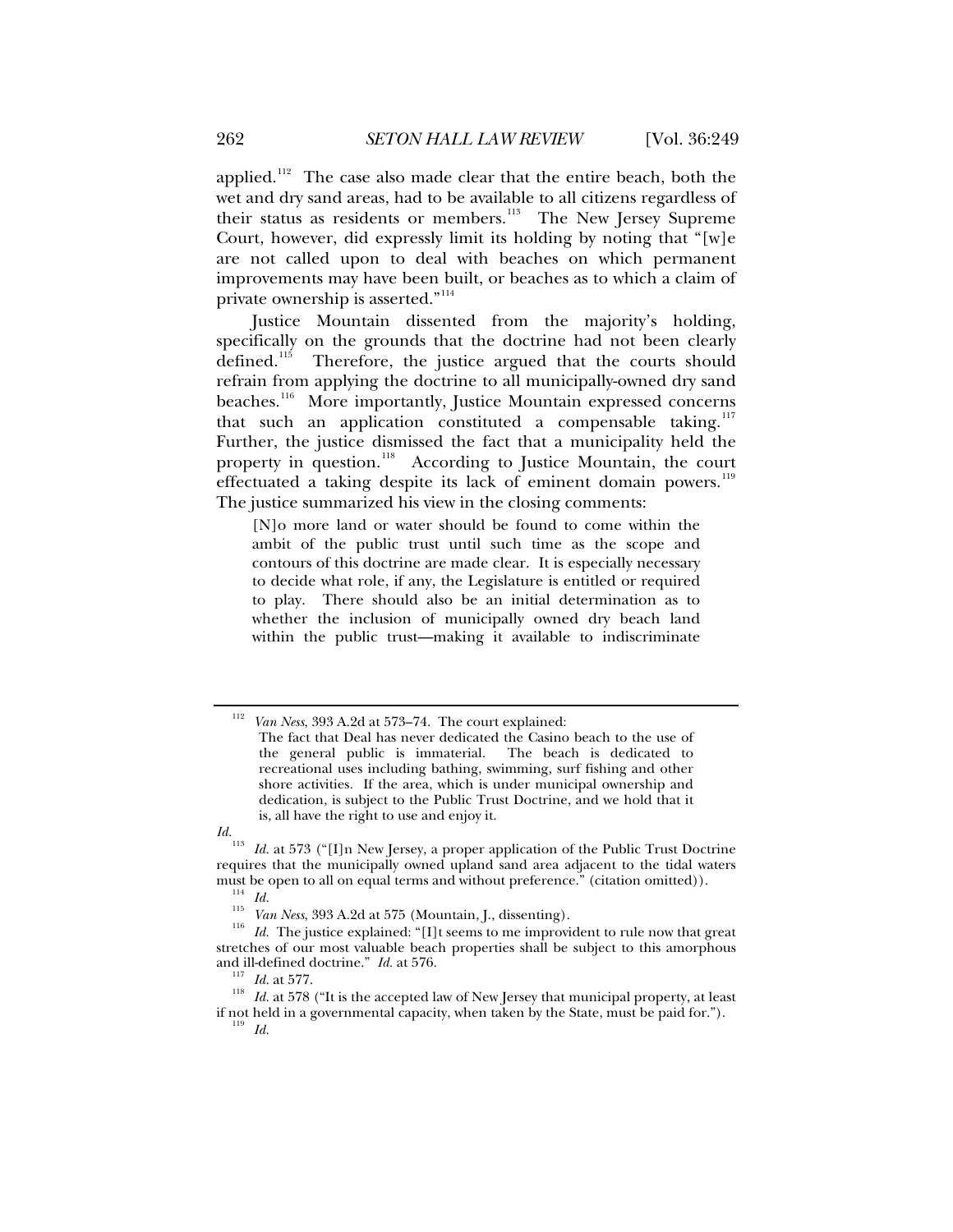applied.[112] The case also made clear that the entire beach, both the wet and dry sand areas, had to be available to all citizens regardless of their status as residents or members.[113] The New Jersey Supreme Court, however, did expressly limit its holding by noting that "[w]e are not called upon to deal with beaches on which permanent improvements may have been built, or beaches as to which a claim of private ownership is asserted."[114]

Justice Mountain dissented from the majority's holding, specifically on the grounds that the doctrine had not been clearly defined.[115] Therefore, the justice argued that the courts should refrain from applying the doctrine to all municipally-owned dry sand beaches.[116] More importantly, Justice Mountain expressed concerns that such an application constituted a compensable taking.[117] Further, the justice dismissed the fact that a municipality held the property in question.[118] According to Justice Mountain, the court effectuated a taking despite its lack of eminent domain powers.[119] The justice summarized his view in the closing comments:

> [N]o more land or water should be found to come within the ambit of the public trust until such time as the scope and contours of this doctrine are made clear. It is especially necessary to decide what role, if any, the Legislature is entitled or required to play. There should also be an initial determination as to whether the inclusion of municipally owned dry beach land within the public trust—making it available to indiscriminate

---

[112] *Van Ness*, 393 A.2d at 573–74. The court explained:

> The fact that Deal has never dedicated the Casino beach to the use of the general public is immaterial. The beach is dedicated to recreational uses including bathing, swimming, surf fishing and other shore activities. If the area, which is under municipal ownership and dedication, is subject to the Public Trust Doctrine, and we hold that it is, all have the right to use and enjoy it.

*Id.*

[113] *Id.* at 573 ("[I]n New Jersey, a proper application of the Public Trust Doctrine requires that the municipally owned upland sand area adjacent to the tidal waters must be open to all on equal terms and without preference." (citation omitted)).

[114] *Id.*

[115] *Van Ness*, 393 A.2d at 575 (Mountain, J., dissenting).

[116] *Id.* The justice explained: "[I]t seems to me improvident to rule now that great stretches of our most valuable beach properties shall be subject to this amorphous and ill-defined doctrine." *Id.* at 576.

[117] *Id.* at 577.

[118] *Id.* at 578 ("It is the accepted law of New Jersey that municipal property, at least if not held in a governmental capacity, when taken by the State, must be paid for.").

[119] *Id.*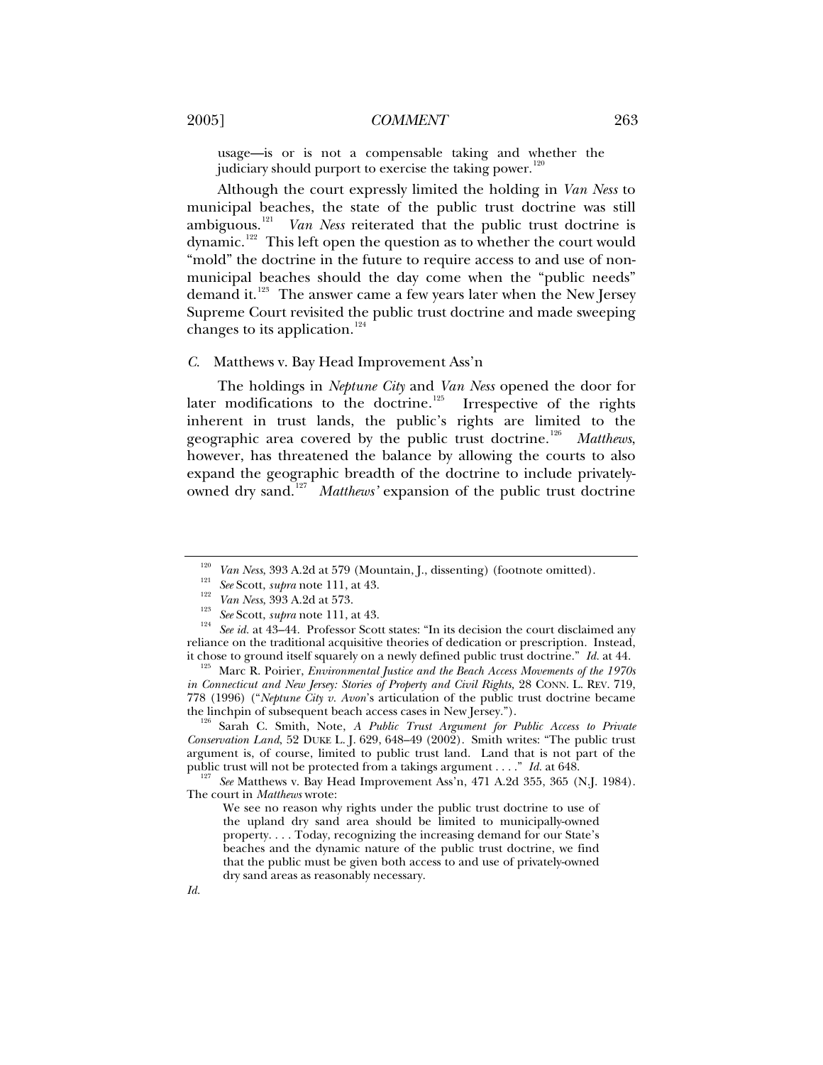usage—is or is not a compensable taking and whether the judiciary should purport to exercise the taking power.[120]

Although the court expressly limited the holding in *Van Ness* to municipal beaches, the state of the public trust doctrine was still ambiguous.[121] *Van Ness* reiterated that the public trust doctrine is dynamic.[122] This left open the question as to whether the court would "mold" the doctrine in the future to require access to and use of non-municipal beaches should the day come when the "public needs" demand it.[123] The answer came a few years later when the New Jersey Supreme Court revisited the public trust doctrine and made sweeping changes to its application.[124]

### *C.* Matthews v. Bay Head Improvement Ass'n

The holdings in *Neptune City* and *Van Ness* opened the door for later modifications to the doctrine.[125] Irrespective of the rights inherent in trust lands, the public's rights are limited to the geographic area covered by the public trust doctrine.[126] *Matthews*, however, has threatened the balance by allowing the courts to also expand the geographic breadth of the doctrine to include privately-owned dry sand.[127] *Matthews'* expansion of the public trust doctrine

---

[120] *Van Ness*, 393 A.2d at 579 (Mountain, J., dissenting) (footnote omitted).

[121] *See* Scott, *supra* note 111, at 43.

[122] *Van Ness*, 393 A.2d at 573.

[123] *See* Scott, *supra* note 111, at 43.

[124] *See id.* at 43–44. Professor Scott states: "In its decision the court disclaimed any reliance on the traditional acquisitive theories of dedication or prescription. Instead, it chose to ground itself squarely on a newly defined public trust doctrine." *Id.* at 44.

[125] Marc R. Poirier, *Environmental Justice and the Beach Access Movements of the 1970s in Connecticut and New Jersey: Stories of Property and Civil Rights,* 28 CONN. L. REV. 719, 778 (1996) ("*Neptune City v. Avon*'s articulation of the public trust doctrine became the linchpin of subsequent beach access cases in New Jersey.").

[126] Sarah C. Smith, Note, *A Public Trust Argument for Public Access to Private Conservation Land*, 52 DUKE L. J. 629, 648–49 (2002). Smith writes: "The public trust argument is, of course, limited to public trust land. Land that is not part of the public trust will not be protected from a takings argument . . . ." *Id.* at 648.

[127] *See* Matthews v. Bay Head Improvement Ass'n, 471 A.2d 355, 365 (N.J. 1984). The court in *Matthews* wrote:

> We see no reason why rights under the public trust doctrine to use of the upland dry sand area should be limited to municipally-owned property. . . . Today, recognizing the increasing demand for our State's beaches and the dynamic nature of the public trust doctrine, we find that the public must be given both access to and use of privately-owned dry sand areas as reasonably necessary.

*Id.*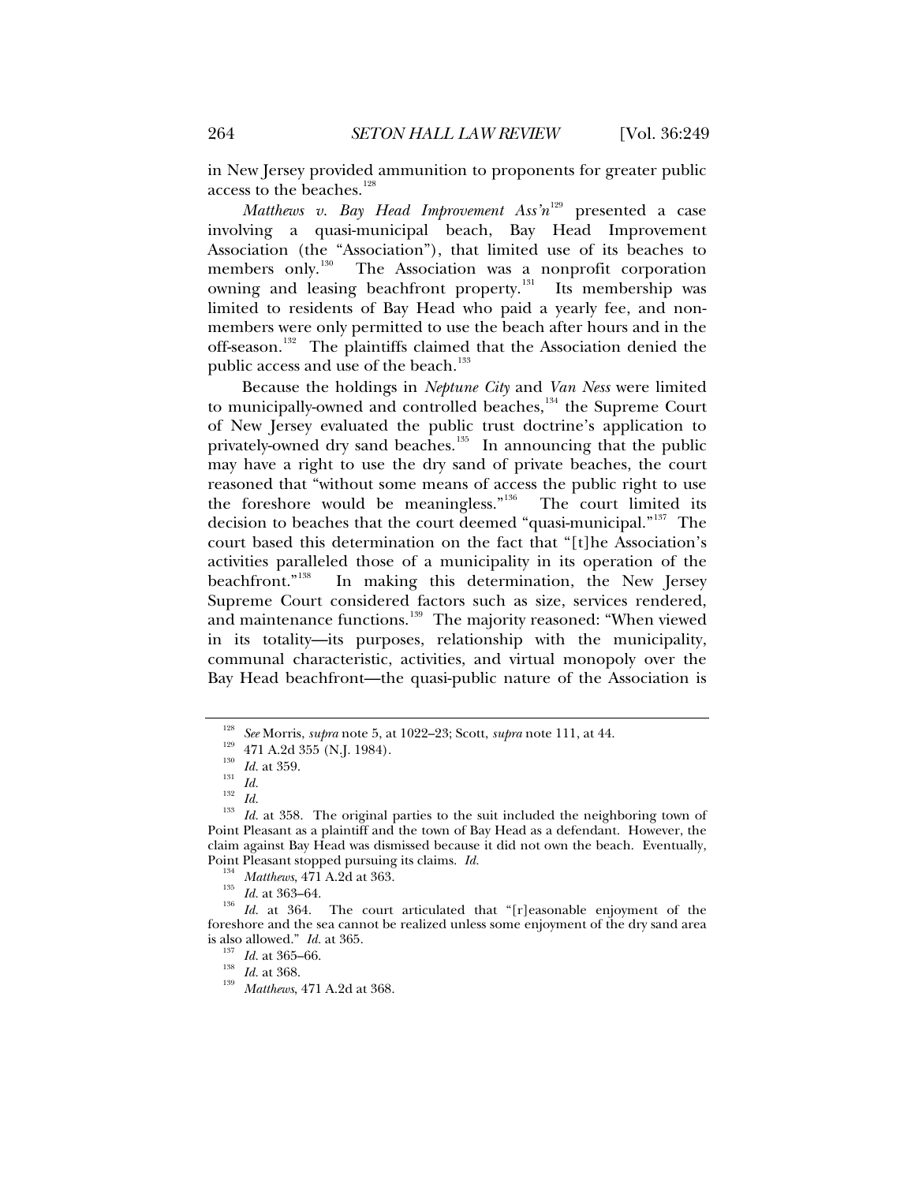in New Jersey provided ammunition to proponents for greater public access to the beaches.[128]

*Matthews v. Bay Head Improvement Ass'n*[129] presented a case involving a quasi-municipal beach, Bay Head Improvement Association (the "Association"), that limited use of its beaches to members only.[130] The Association was a nonprofit corporation owning and leasing beachfront property.[131] Its membership was limited to residents of Bay Head who paid a yearly fee, and non-members were only permitted to use the beach after hours and in the off-season.[132] The plaintiffs claimed that the Association denied the public access and use of the beach.[133]

Because the holdings in *Neptune City* and *Van Ness* were limited to municipally-owned and controlled beaches,[134] the Supreme Court of New Jersey evaluated the public trust doctrine's application to privately-owned dry sand beaches.[135] In announcing that the public may have a right to use the dry sand of private beaches, the court reasoned that "without some means of access the public right to use the foreshore would be meaningless."[136] The court limited its decision to beaches that the court deemed "quasi-municipal."[137] The court based this determination on the fact that "[t]he Association's activities paralleled those of a municipality in its operation of the beachfront."[138] In making this determination, the New Jersey Supreme Court considered factors such as size, services rendered, and maintenance functions.[139] The majority reasoned: "When viewed in its totality—its purposes, relationship with the municipality, communal characteristic, activities, and virtual monopoly over the Bay Head beachfront—the quasi-public nature of the Association is

---

[128] *See* Morris, *supra* note 5, at 1022–23; Scott, *supra* note 111, at 44.

[129] 471 A.2d 355 (N.J. 1984).

[130] *Id.* at 359.

[131] *Id.*

[132] *Id.*

[133] *Id.* at 358. The original parties to the suit included the neighboring town of Point Pleasant as a plaintiff and the town of Bay Head as a defendant. However, the claim against Bay Head was dismissed because it did not own the beach. Eventually, Point Pleasant stopped pursuing its claims. *Id.*

[134] *Matthews*, 471 A.2d at 363.

[135] *Id.* at 363–64.

[136] *Id.* at 364. The court articulated that "[r]easonable enjoyment of the foreshore and the sea cannot be realized unless some enjoyment of the dry sand area is also allowed." *Id.* at 365.

[137] *Id.* at 365–66.

[138] *Id.* at 368.

[139] *Matthews*, 471 A.2d at 368.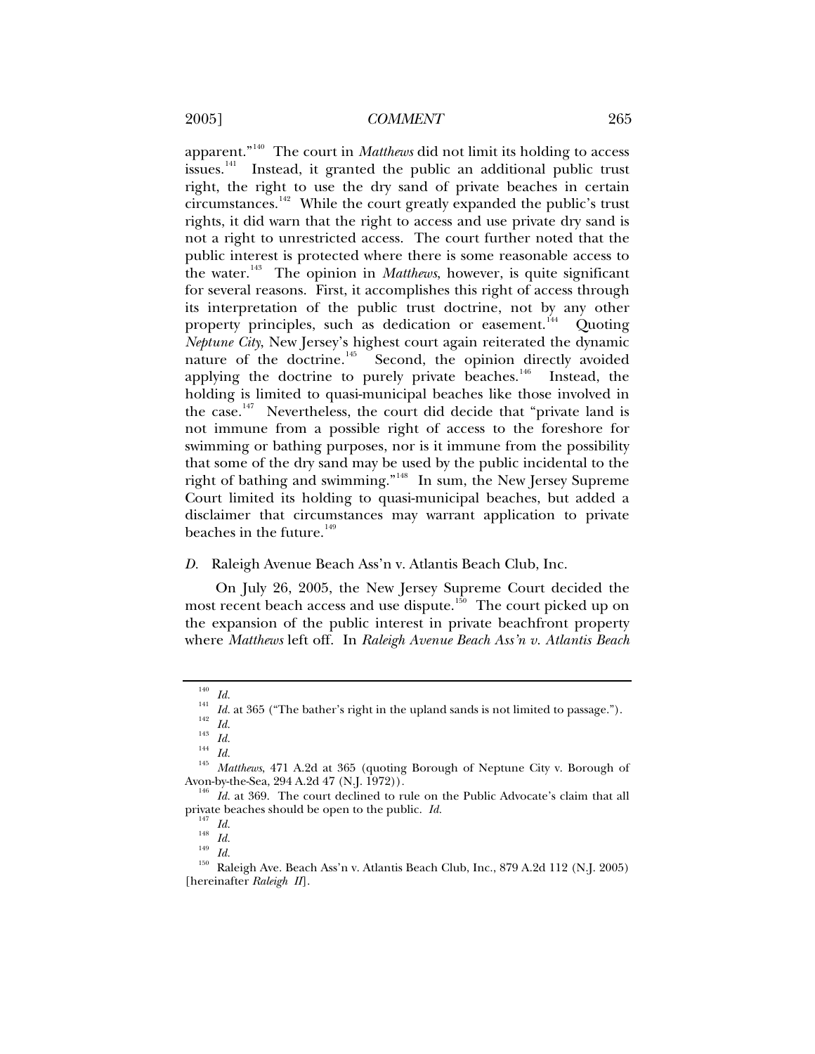apparent."[140] The court in *Matthews* did not limit its holding to access issues.[141] Instead, it granted the public an additional public trust right, the right to use the dry sand of private beaches in certain circumstances.[142] While the court greatly expanded the public's trust rights, it did warn that the right to access and use private dry sand is not a right to unrestricted access. The court further noted that the public interest is protected where there is some reasonable access to the water.[143] The opinion in *Matthews*, however, is quite significant for several reasons. First, it accomplishes this right of access through its interpretation of the public trust doctrine, not by any other property principles, such as dedication or easement.[144] Quoting *Neptune City*, New Jersey's highest court again reiterated the dynamic nature of the doctrine.[145] Second, the opinion directly avoided applying the doctrine to purely private beaches.[146] Instead, the holding is limited to quasi-municipal beaches like those involved in the case.[147] Nevertheless, the court did decide that "private land is not immune from a possible right of access to the foreshore for swimming or bathing purposes, nor is it immune from the possibility that some of the dry sand may be used by the public incidental to the right of bathing and swimming."[148] In sum, the New Jersey Supreme Court limited its holding to quasi-municipal beaches, but added a disclaimer that circumstances may warrant application to private beaches in the future.[149]

### *D.* Raleigh Avenue Beach Ass'n v. Atlantis Beach Club, Inc.

On July 26, 2005, the New Jersey Supreme Court decided the most recent beach access and use dispute.[150] The court picked up on the expansion of the public interest in private beachfront property where *Matthews* left off. In *Raleigh Avenue Beach Ass'n v. Atlantis Beach*

---

[140] *Id.*

[141] *Id.* at 365 ("The bather's right in the upland sands is not limited to passage.").

[142] *Id.*

[143] *Id.*

[144] *Id.*

[145] *Matthews*, 471 A.2d at 365 (quoting Borough of Neptune City v. Borough of Avon-by-the-Sea, 294 A.2d 47 (N.J. 1972)).

[146] *Id.* at 369. The court declined to rule on the Public Advocate's claim that all private beaches should be open to the public. *Id.*

[147] *Id.*

[148] *Id.*

[149] *Id.*

[150] Raleigh Ave. Beach Ass'n v. Atlantis Beach Club, Inc., 879 A.2d 112 (N.J. 2005) [hereinafter *Raleigh II*].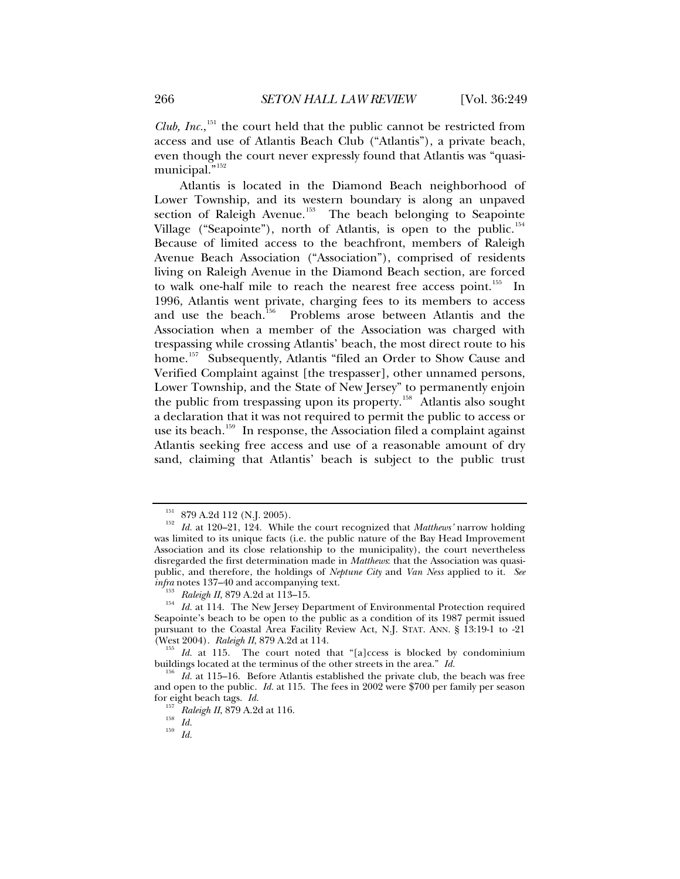*Club, Inc.*,[151] the court held that the public cannot be restricted from access and use of Atlantis Beach Club ("Atlantis"), a private beach, even though the court never expressly found that Atlantis was "quasi-municipal."[152]

Atlantis is located in the Diamond Beach neighborhood of Lower Township, and its western boundary is along an unpaved section of Raleigh Avenue.[153] The beach belonging to Seapointe Village ("Seapointe"), north of Atlantis, is open to the public.[154] Because of limited access to the beachfront, members of Raleigh Avenue Beach Association ("Association"), comprised of residents living on Raleigh Avenue in the Diamond Beach section, are forced to walk one-half mile to reach the nearest free access point.[155] In 1996, Atlantis went private, charging fees to its members to access and use the beach.[156] Problems arose between Atlantis and the Association when a member of the Association was charged with trespassing while crossing Atlantis' beach, the most direct route to his home.[157] Subsequently, Atlantis "filed an Order to Show Cause and Verified Complaint against [the trespasser], other unnamed persons, Lower Township, and the State of New Jersey" to permanently enjoin the public from trespassing upon its property.[158] Atlantis also sought a declaration that it was not required to permit the public to access or use its beach.[159] In response, the Association filed a complaint against Atlantis seeking free access and use of a reasonable amount of dry sand, claiming that Atlantis' beach is subject to the public trust

---

[151] 879 A.2d 112 (N.J. 2005).

[152] *Id.* at 120–21, 124. While the court recognized that *Matthews'* narrow holding was limited to its unique facts (i.e. the public nature of the Bay Head Improvement Association and its close relationship to the municipality), the court nevertheless disregarded the first determination made in *Matthews*: that the Association was quasi-public, and therefore, the holdings of *Neptune City* and *Van Ness* applied to it. *See infra* notes 137–40 and accompanying text.

[153] *Raleigh II*, 879 A.2d at 113–15.

[154] *Id.* at 114. The New Jersey Department of Environmental Protection required Seapointe's beach to be open to the public as a condition of its 1987 permit issued pursuant to the Coastal Area Facility Review Act, N.J. STAT. ANN. § 13:19-1 to -21 (West 2004). *Raleigh II*, 879 A.2d at 114.

[155] *Id.* at 115. The court noted that "[a]ccess is blocked by condominium buildings located at the terminus of the other streets in the area." *Id.*

[156] *Id.* at 115–16. Before Atlantis established the private club, the beach was free and open to the public. *Id.* at 115. The fees in 2002 were $700 per family per season for eight beach tags. *Id.*

[157] *Raleigh II*, 879 A.2d at 116.

[158] *Id.*

[159] *Id.*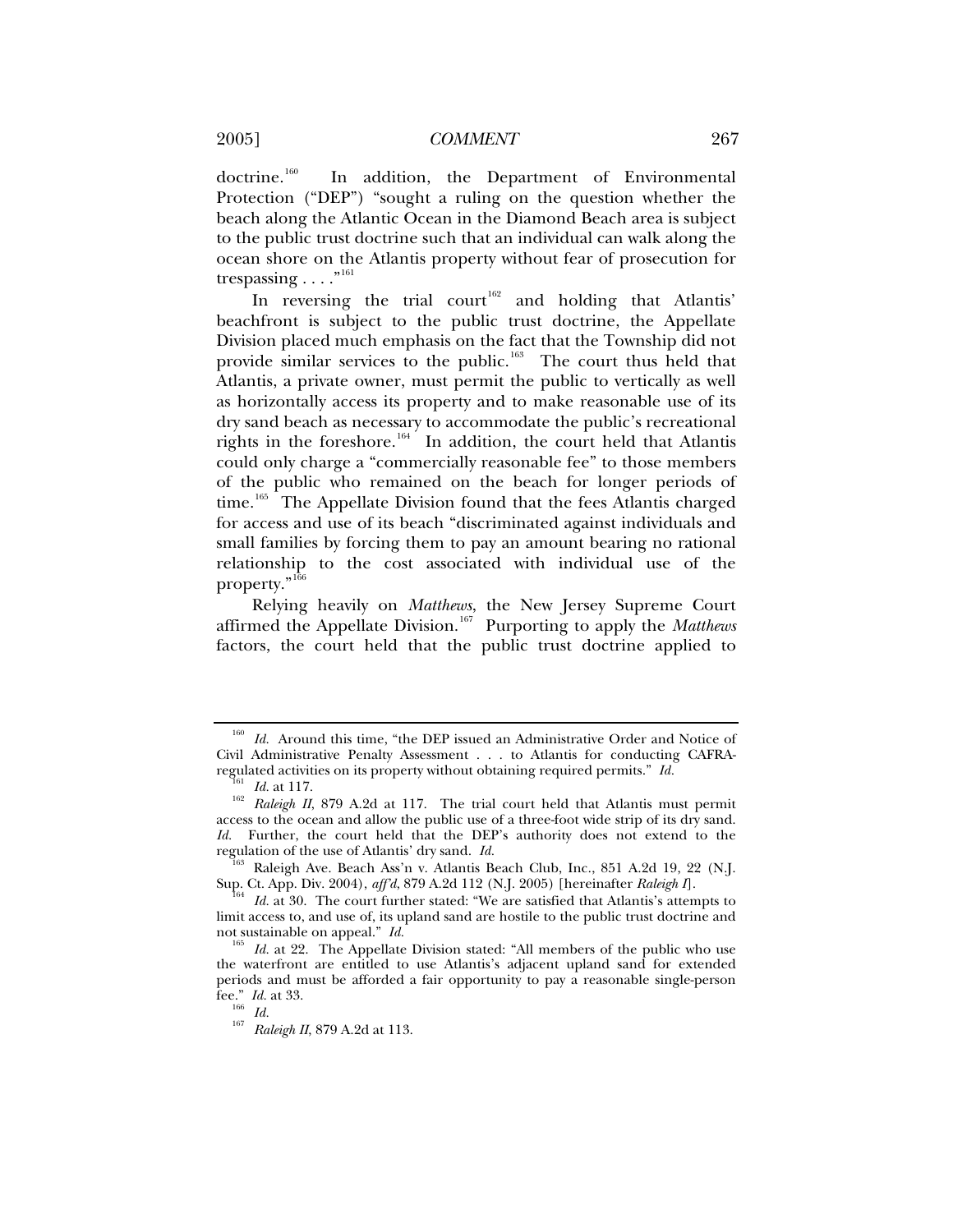doctrine.[160] In addition, the Department of Environmental Protection ("DEP") "sought a ruling on the question whether the beach along the Atlantic Ocean in the Diamond Beach area is subject to the public trust doctrine such that an individual can walk along the ocean shore on the Atlantis property without fear of prosecution for trespassing . . . ."[161]

In reversing the trial court[162] and holding that Atlantis' beachfront is subject to the public trust doctrine, the Appellate Division placed much emphasis on the fact that the Township did not provide similar services to the public.[163] The court thus held that Atlantis, a private owner, must permit the public to vertically as well as horizontally access its property and to make reasonable use of its dry sand beach as necessary to accommodate the public's recreational rights in the foreshore.[164] In addition, the court held that Atlantis could only charge a "commercially reasonable fee" to those members of the public who remained on the beach for longer periods of time.[165] The Appellate Division found that the fees Atlantis charged for access and use of its beach "discriminated against individuals and small families by forcing them to pay an amount bearing no rational relationship to the cost associated with individual use of the property."[166]

Relying heavily on *Matthews*, the New Jersey Supreme Court affirmed the Appellate Division.[167] Purporting to apply the *Matthews* factors, the court held that the public trust doctrine applied to

---

[160] *Id.* Around this time, "the DEP issued an Administrative Order and Notice of Civil Administrative Penalty Assessment . . . to Atlantis for conducting CAFRA-regulated activities on its property without obtaining required permits." *Id.*

[161] *Id.* at 117.

[162] *Raleigh II*, 879 A.2d at 117. The trial court held that Atlantis must permit access to the ocean and allow the public use of a three-foot wide strip of its dry sand. *Id.* Further, the court held that the DEP's authority does not extend to the regulation of the use of Atlantis' dry sand. *Id.*

[163] Raleigh Ave. Beach Ass'n v. Atlantis Beach Club, Inc., 851 A.2d 19, 22 (N.J. Sup. Ct. App. Div. 2004), *aff'd*, 879 A.2d 112 (N.J. 2005) [hereinafter *Raleigh I*].

[164] *Id.* at 30. The court further stated: "We are satisfied that Atlantis's attempts to limit access to, and use of, its upland sand are hostile to the public trust doctrine and not sustainable on appeal." *Id.*

[165] *Id.* at 22. The Appellate Division stated: "All members of the public who use the waterfront are entitled to use Atlantis's adjacent upland sand for extended periods and must be afforded a fair opportunity to pay a reasonable single-person fee." *Id.* at 33.

[166] *Id.*

[167] *Raleigh II*, 879 A.2d at 113.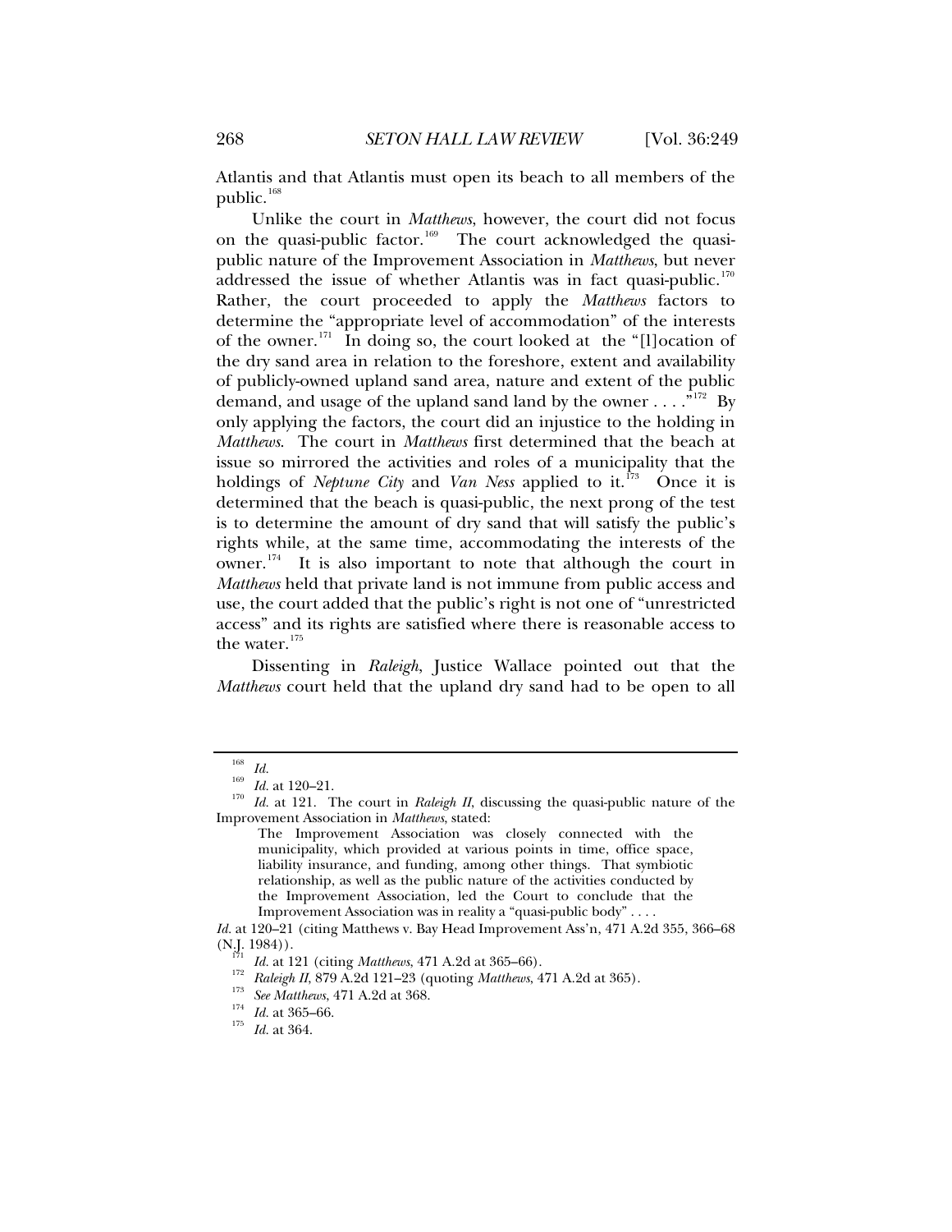Atlantis and that Atlantis must open its beach to all members of the public.[168]

Unlike the court in *Matthews*, however, the court did not focus on the quasi-public factor.[169] The court acknowledged the quasi-public nature of the Improvement Association in *Matthews*, but never addressed the issue of whether Atlantis was in fact quasi-public.[170] Rather, the court proceeded to apply the *Matthews* factors to determine the "appropriate level of accommodation" of the interests of the owner.[171] In doing so, the court looked at the "[l]ocation of the dry sand area in relation to the foreshore, extent and availability of publicly-owned upland sand area, nature and extent of the public demand, and usage of the upland sand land by the owner . . . ."[172] By only applying the factors, the court did an injustice to the holding in *Matthews*. The court in *Matthews* first determined that the beach at issue so mirrored the activities and roles of a municipality that the holdings of *Neptune City* and *Van Ness* applied to it.[173] Once it is determined that the beach is quasi-public, the next prong of the test is to determine the amount of dry sand that will satisfy the public's rights while, at the same time, accommodating the interests of the owner.[174] It is also important to note that although the court in *Matthews* held that private land is not immune from public access and use, the court added that the public's right is not one of "unrestricted access" and its rights are satisfied where there is reasonable access to the water.[175]

Dissenting in *Raleigh*, Justice Wallace pointed out that the *Matthews* court held that the upland dry sand had to be open to all

---

[168] *Id.*

[169] *Id.* at 120–21.

[170] *Id.* at 121. The court in *Raleigh II*, discussing the quasi-public nature of the Improvement Association in *Matthews*, stated:

> The Improvement Association was closely connected with the municipality, which provided at various points in time, office space, liability insurance, and funding, among other things. That symbiotic relationship, as well as the public nature of the activities conducted by the Improvement Association, led the Court to conclude that the Improvement Association was in reality a "quasi-public body" . . . .

*Id.* at 120–21 (citing Matthews v. Bay Head Improvement Ass'n, 471 A.2d 355, 366–68 (N.J. 1984)).

[171] *Id.* at 121 (citing *Matthews*, 471 A.2d at 365–66).

[172] *Raleigh II*, 879 A.2d 121–23 (quoting *Matthews*, 471 A.2d at 365).

[173] *See Matthews*, 471 A.2d at 368.

[174] *Id.* at 365–66.

[175] *Id.* at 364.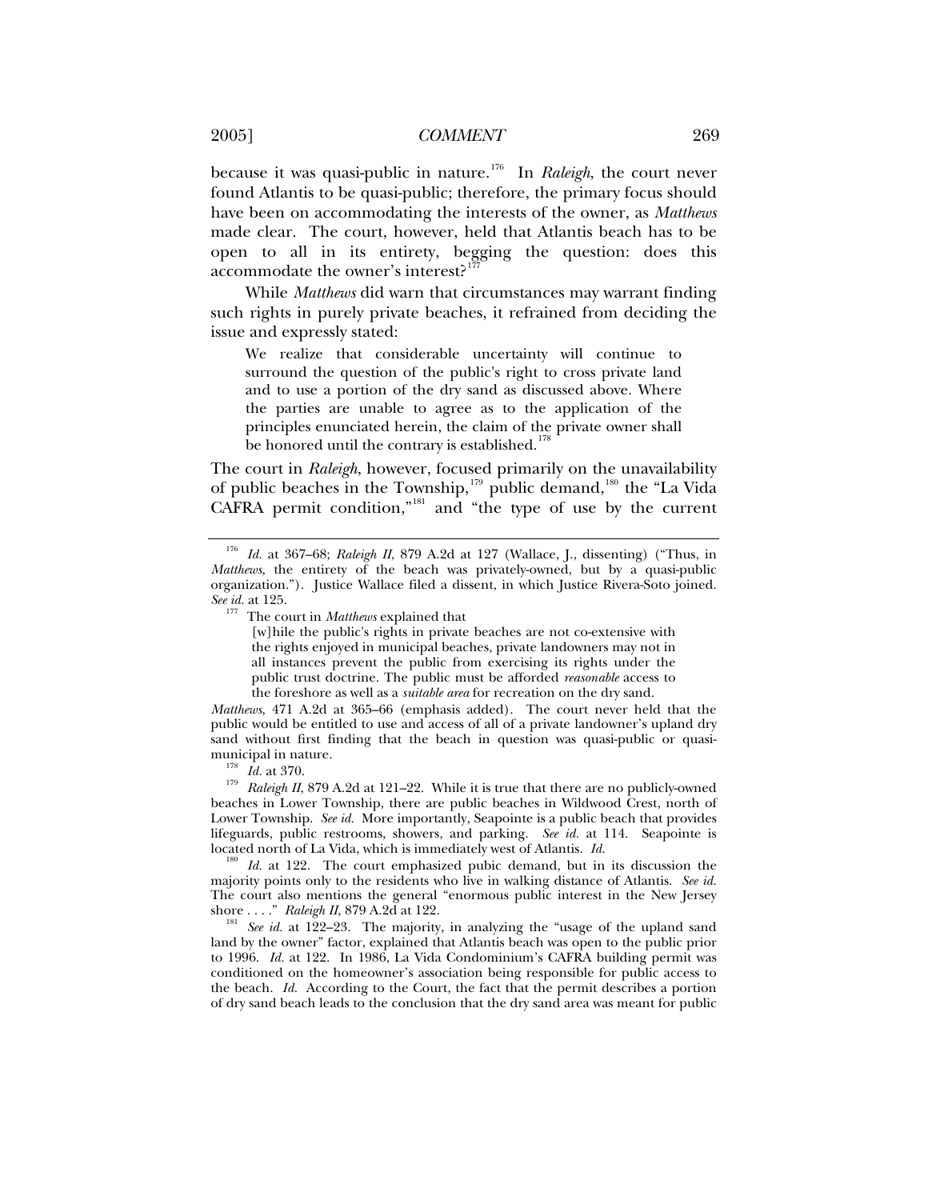because it was quasi-public in nature.[176] In *Raleigh*, the court never found Atlantis to be quasi-public; therefore, the primary focus should have been on accommodating the interests of the owner, as *Matthews* made clear. The court, however, held that Atlantis beach has to be open to all in its entirety, begging the question: does this accommodate the owner's interest?[177]

While *Matthews* did warn that circumstances may warrant finding such rights in purely private beaches, it refrained from deciding the issue and expressly stated:

> We realize that considerable uncertainty will continue to surround the question of the public's right to cross private land and to use a portion of the dry sand as discussed above. Where the parties are unable to agree as to the application of the principles enunciated herein, the claim of the private owner shall be honored until the contrary is established.[178]

The court in *Raleigh*, however, focused primarily on the unavailability of public beaches in the Township,[179] public demand,[180] the "La Vida CAFRA permit condition,"[181] and "the type of use by the current

---

[176] *Id.* at 367–68; *Raleigh II*, 879 A.2d at 127 (Wallace, J., dissenting) ("Thus, in *Matthews*, the entirety of the beach was privately-owned, but by a quasi-public organization."). Justice Wallace filed a dissent, in which Justice Rivera-Soto joined. *See id.* at 125.

[177] The court in *Matthews* explained that

> [w]hile the public's rights in private beaches are not co-extensive with the rights enjoyed in municipal beaches, private landowners may not in all instances prevent the public from exercising its rights under the public trust doctrine. The public must be afforded *reasonable* access to the foreshore as well as a *suitable area* for recreation on the dry sand.

*Matthews*, 471 A.2d at 365–66 (emphasis added). The court never held that the public would be entitled to use and access of all of a private landowner's upland dry sand without first finding that the beach in question was quasi-public or quasi-municipal in nature.

[178] *Id.* at 370.

[179] *Raleigh II*, 879 A.2d at 121–22. While it is true that there are no publicly-owned beaches in Lower Township, there are public beaches in Wildwood Crest, north of Lower Township. *See id.* More importantly, Seapointe is a public beach that provides lifeguards, public restrooms, showers, and parking. *See id.* at 114. Seapointe is located north of La Vida, which is immediately west of Atlantis. *Id.*

[180] *Id.* at 122. The court emphasized pubic demand, but in its discussion the majority points only to the residents who live in walking distance of Atlantis. *See id.* The court also mentions the general "enormous public interest in the New Jersey shore . . . ." *Raleigh II*, 879 A.2d at 122.

[181] *See id.* at 122–23. The majority, in analyzing the "usage of the upland sand land by the owner" factor, explained that Atlantis beach was open to the public prior to 1996. *Id.* at 122. In 1986, La Vida Condominium's CAFRA building permit was conditioned on the homeowner's association being responsible for public access to the beach. *Id.* According to the Court, the fact that the permit describes a portion of dry sand beach leads to the conclusion that the dry sand area was meant for public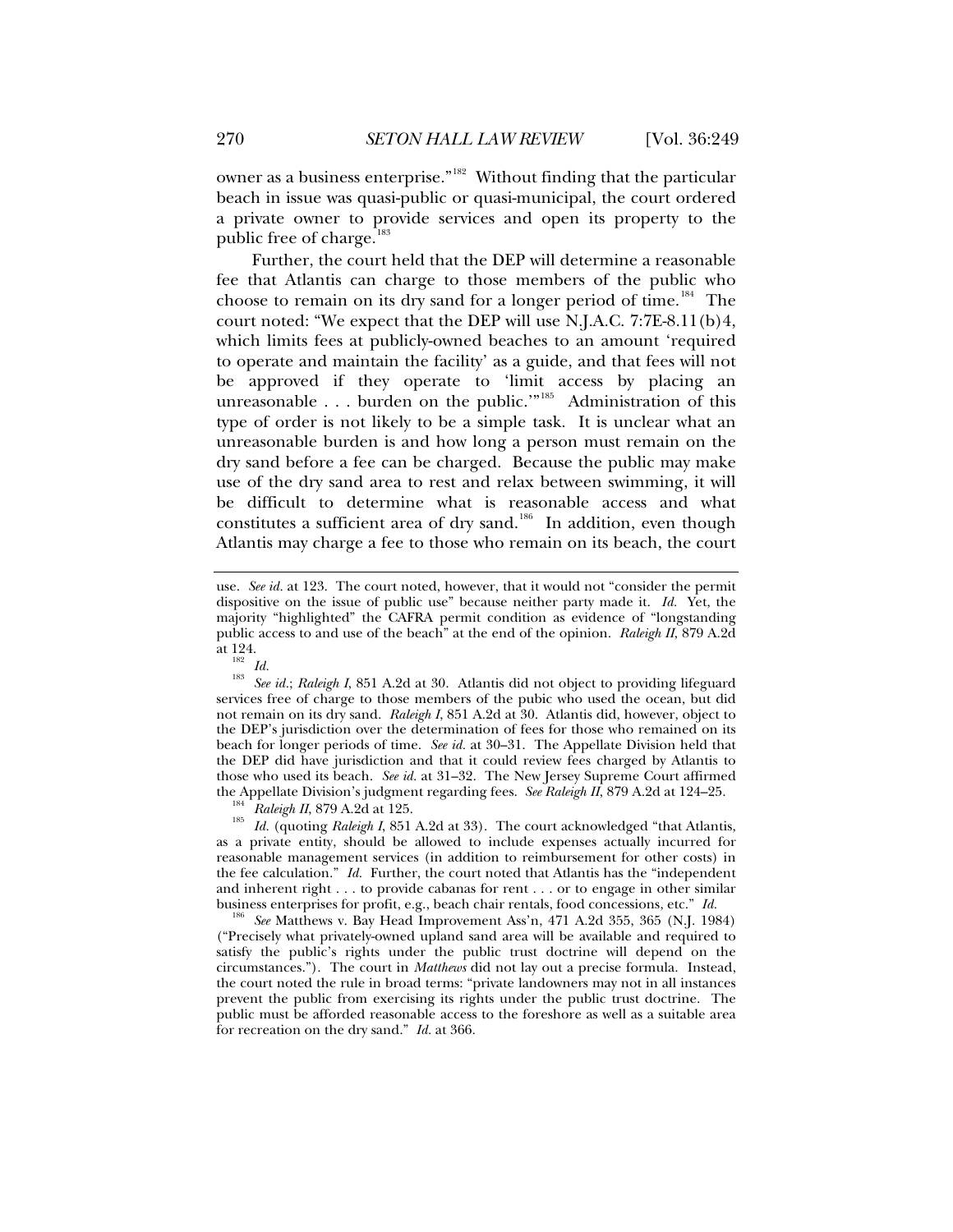owner as a business enterprise."[182] Without finding that the particular beach in issue was quasi-public or quasi-municipal, the court ordered a private owner to provide services and open its property to the public free of charge.[183]

Further, the court held that the DEP will determine a reasonable fee that Atlantis can charge to those members of the public who choose to remain on its dry sand for a longer period of time.[184] The court noted: "We expect that the DEP will use N.J.A.C. 7:7E-8.11(b)4, which limits fees at publicly-owned beaches to an amount 'required to operate and maintain the facility' as a guide, and that fees will not be approved if they operate to 'limit access by placing an unreasonable . . . burden on the public.'"[185] Administration of this type of order is not likely to be a simple task. It is unclear what an unreasonable burden is and how long a person must remain on the dry sand before a fee can be charged. Because the public may make use of the dry sand area to rest and relax between swimming, it will be difficult to determine what is reasonable access and what constitutes a sufficient area of dry sand.[186] In addition, even though Atlantis may charge a fee to those who remain on its beach, the court

---

use. *See id.* at 123. The court noted, however, that it would not "consider the permit dispositive on the issue of public use" because neither party made it. *Id.* Yet, the majority "highlighted" the CAFRA permit condition as evidence of "longstanding public access to and use of the beach" at the end of the opinion. *Raleigh II*, 879 A.2d at 124.

[182] *Id.*

[183] *See id.*; *Raleigh I*, 851 A.2d at 30. Atlantis did not object to providing lifeguard services free of charge to those members of the pubic who used the ocean, but did not remain on its dry sand. *Raleigh I*, 851 A.2d at 30. Atlantis did, however, object to the DEP's jurisdiction over the determination of fees for those who remained on its beach for longer periods of time. *See id.* at 30–31. The Appellate Division held that the DEP did have jurisdiction and that it could review fees charged by Atlantis to those who used its beach. *See id.* at 31–32. The New Jersey Supreme Court affirmed the Appellate Division's judgment regarding fees. *See Raleigh II*, 879 A.2d at 124–25.

[184] *Raleigh II*, 879 A.2d at 125.

[185] *Id.* (quoting *Raleigh I*, 851 A.2d at 33). The court acknowledged "that Atlantis, as a private entity, should be allowed to include expenses actually incurred for reasonable management services (in addition to reimbursement for other costs) in the fee calculation." *Id.* Further, the court noted that Atlantis has the "independent and inherent right . . . to provide cabanas for rent . . . or to engage in other similar business enterprises for profit, e.g., beach chair rentals, food concessions, etc." *Id.*

[186] *See* Matthews v. Bay Head Improvement Ass'n, 471 A.2d 355, 365 (N.J. 1984) ("Precisely what privately-owned upland sand area will be available and required to satisfy the public's rights under the public trust doctrine will depend on the circumstances."). The court in *Matthews* did not lay out a precise formula. Instead, the court noted the rule in broad terms: "private landowners may not in all instances prevent the public from exercising its rights under the public trust doctrine. The public must be afforded reasonable access to the foreshore as well as a suitable area for recreation on the dry sand." *Id.* at 366.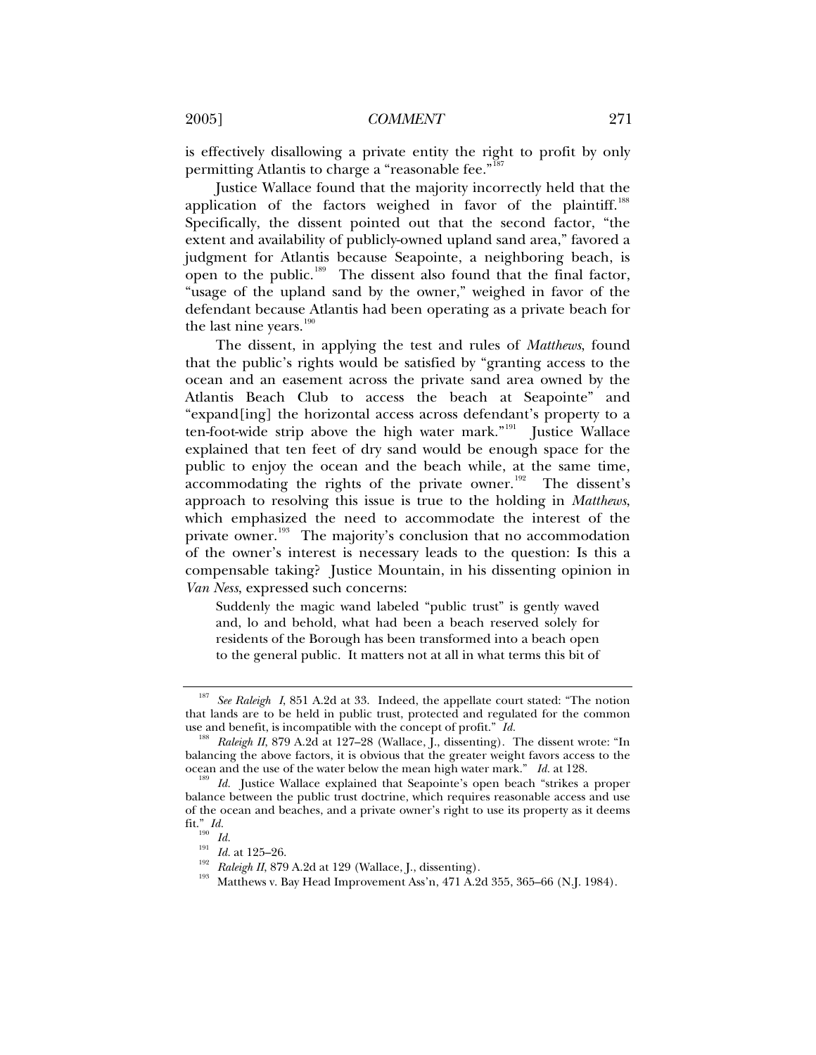is effectively disallowing a private entity the right to profit by only permitting Atlantis to charge a "reasonable fee."[187]

Justice Wallace found that the majority incorrectly held that the application of the factors weighed in favor of the plaintiff.[188] Specifically, the dissent pointed out that the second factor, "the extent and availability of publicly-owned upland sand area," favored a judgment for Atlantis because Seapointe, a neighboring beach, is open to the public.[189] The dissent also found that the final factor, "usage of the upland sand by the owner," weighed in favor of the defendant because Atlantis had been operating as a private beach for the last nine years.[190]

The dissent, in applying the test and rules of *Matthews*, found that the public's rights would be satisfied by "granting access to the ocean and an easement across the private sand area owned by the Atlantis Beach Club to access the beach at Seapointe" and "expand[ing] the horizontal access across defendant's property to a ten-foot-wide strip above the high water mark."[191] Justice Wallace explained that ten feet of dry sand would be enough space for the public to enjoy the ocean and the beach while, at the same time, accommodating the rights of the private owner.[192] The dissent's approach to resolving this issue is true to the holding in *Matthews*, which emphasized the need to accommodate the interest of the private owner.[193] The majority's conclusion that no accommodation of the owner's interest is necessary leads to the question: Is this a compensable taking? Justice Mountain, in his dissenting opinion in *Van Ness*, expressed such concerns:

> Suddenly the magic wand labeled "public trust" is gently waved and, lo and behold, what had been a beach reserved solely for residents of the Borough has been transformed into a beach open to the general public. It matters not at all in what terms this bit of

---

[187] *See Raleigh I*, 851 A.2d at 33. Indeed, the appellate court stated: "The notion that lands are to be held in public trust, protected and regulated for the common use and benefit, is incompatible with the concept of profit." *Id.*

[188] *Raleigh II*, 879 A.2d at 127–28 (Wallace, J., dissenting). The dissent wrote: "In balancing the above factors, it is obvious that the greater weight favors access to the ocean and the use of the water below the mean high water mark." *Id.* at 128.

[189] *Id.* Justice Wallace explained that Seapointe's open beach "strikes a proper balance between the public trust doctrine, which requires reasonable access and use of the ocean and beaches, and a private owner's right to use its property as it deems fit." *Id.*

[190] *Id.*

[191] *Id.* at 125–26.

[192] *Raleigh II*, 879 A.2d at 129 (Wallace, J., dissenting).

[193] Matthews v. Bay Head Improvement Ass'n, 471 A.2d 355, 365–66 (N.J. 1984).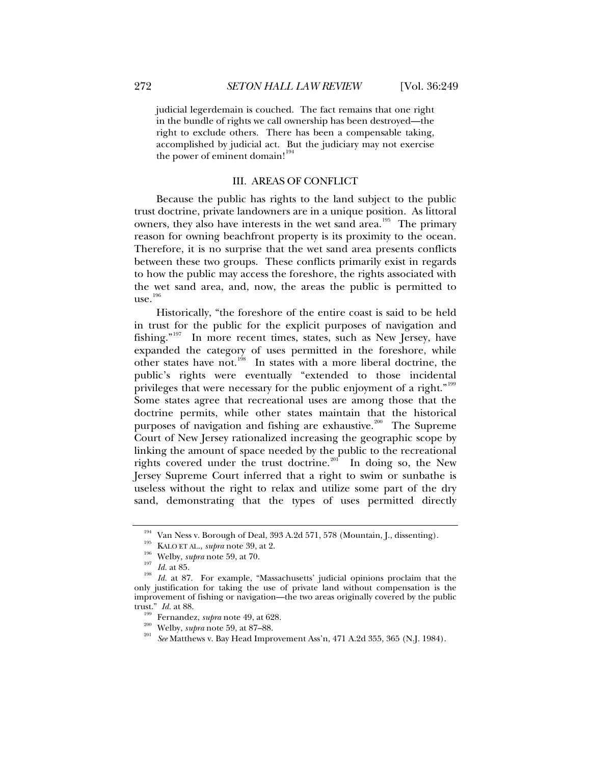judicial legerdemain is couched. The fact remains that one right in the bundle of rights we call ownership has been destroyed—the right to exclude others. There has been a compensable taking, accomplished by judicial act. But the judiciary may not exercise the power of eminent domain![194]

## III. AREAS OF CONFLICT

Because the public has rights to the land subject to the public trust doctrine, private landowners are in a unique position. As littoral owners, they also have interests in the wet sand area.[195] The primary reason for owning beachfront property is its proximity to the ocean. Therefore, it is no surprise that the wet sand area presents conflicts between these two groups. These conflicts primarily exist in regards to how the public may access the foreshore, the rights associated with the wet sand area, and, now, the areas the public is permitted to use.[196]

Historically, "the foreshore of the entire coast is said to be held in trust for the public for the explicit purposes of navigation and fishing."[197] In more recent times, states, such as New Jersey, have expanded the category of uses permitted in the foreshore, while other states have not.[198] In states with a more liberal doctrine, the public's rights were eventually "extended to those incidental privileges that were necessary for the public enjoyment of a right."[199] Some states agree that recreational uses are among those that the doctrine permits, while other states maintain that the historical purposes of navigation and fishing are exhaustive.[200] The Supreme Court of New Jersey rationalized increasing the geographic scope by linking the amount of space needed by the public to the recreational rights covered under the trust doctrine.[201] In doing so, the New Jersey Supreme Court inferred that a right to swim or sunbathe is useless without the right to relax and utilize some part of the dry sand, demonstrating that the types of uses permitted directly

---

[194] Van Ness v. Borough of Deal, 393 A.2d 571, 578 (Mountain, J., dissenting).

[195] KALO ET AL., *supra* note 39, at 2.

[196] Welby, *supra* note 59, at 70.

[197] *Id.* at 85.

[198] *Id.* at 87. For example, "Massachusetts' judicial opinions proclaim that the only justification for taking the use of private land without compensation is the improvement of fishing or navigation—the two areas originally covered by the public trust." *Id.* at 88.

[199] Fernandez, *supra* note 49, at 628.

[200] Welby, *supra* note 59, at 87–88.

[201] *See* Matthews v. Bay Head Improvement Ass'n, 471 A.2d 355, 365 (N.J. 1984).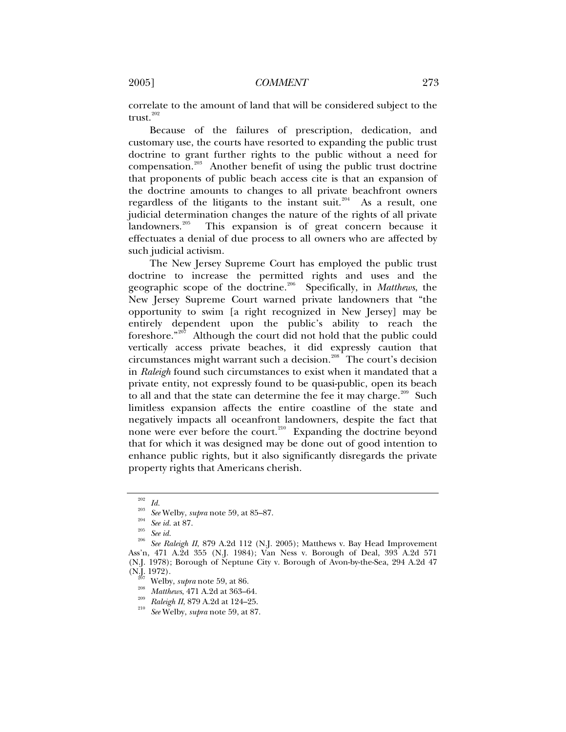correlate to the amount of land that will be considered subject to the trust.[202]

Because of the failures of prescription, dedication, and customary use, the courts have resorted to expanding the public trust doctrine to grant further rights to the public without a need for compensation.[203] Another benefit of using the public trust doctrine that proponents of public beach access cite is that an expansion of the doctrine amounts to changes to all private beachfront owners regardless of the litigants to the instant suit.[204] As a result, one judicial determination changes the nature of the rights of all private landowners.[205] This expansion is of great concern because it effectuates a denial of due process to all owners who are affected by such judicial activism.

The New Jersey Supreme Court has employed the public trust doctrine to increase the permitted rights and uses and the geographic scope of the doctrine.[206] Specifically, in *Matthews*, the New Jersey Supreme Court warned private landowners that "the opportunity to swim [a right recognized in New Jersey] may be entirely dependent upon the public's ability to reach the foreshore."[207] Although the court did not hold that the public could vertically access private beaches, it did expressly caution that circumstances might warrant such a decision.[208] The court's decision in *Raleigh* found such circumstances to exist when it mandated that a private entity, not expressly found to be quasi-public, open its beach to all and that the state can determine the fee it may charge.[209] Such limitless expansion affects the entire coastline of the state and negatively impacts all oceanfront landowners, despite the fact that none were ever before the court.[210] Expanding the doctrine beyond that for which it was designed may be done out of good intention to enhance public rights, but it also significantly disregards the private property rights that Americans cherish.

---

[202] *Id.*

[203] *See* Welby, *supra* note 59, at 85–87.

[204] *See id.* at 87.

[205] *See id.*

[206] *See Raleigh II*, 879 A.2d 112 (N.J. 2005); Matthews v. Bay Head Improvement Ass'n, 471 A.2d 355 (N.J. 1984); Van Ness v. Borough of Deal, 393 A.2d 571 (N.J. 1978); Borough of Neptune City v. Borough of Avon-by-the-Sea, 294 A.2d 47 (N.J. 1972).

[207] Welby, *supra* note 59, at 86.

[208] *Matthews*, 471 A.2d at 363–64.

[209] *Raleigh II*, 879 A.2d at 124–25.

[210] *See* Welby, *supra* note 59, at 87.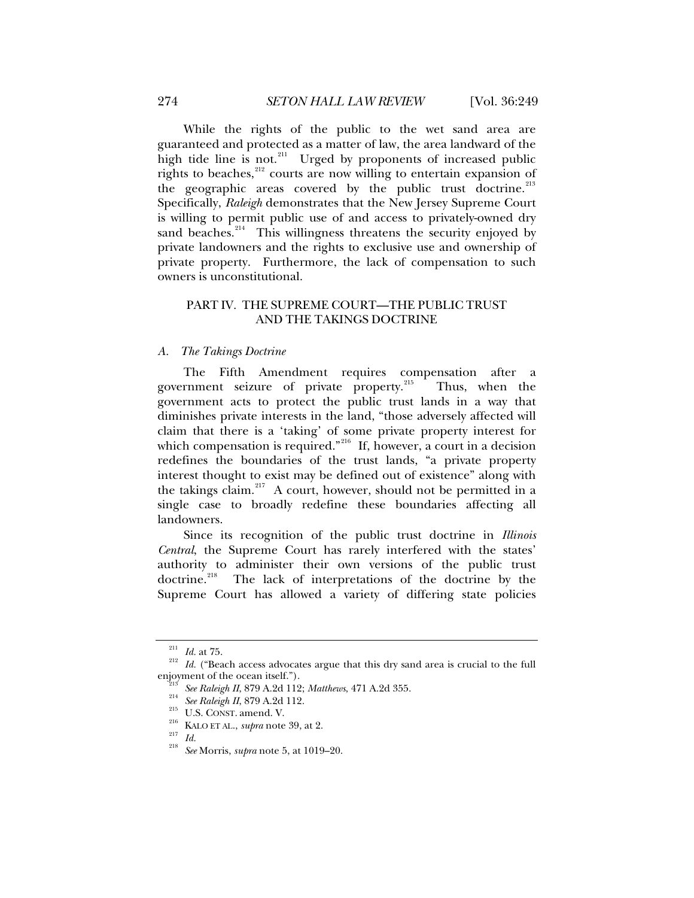While the rights of the public to the wet sand area are guaranteed and protected as a matter of law, the area landward of the high tide line is not.[211] Urged by proponents of increased public rights to beaches,[212] courts are now willing to entertain expansion of the geographic areas covered by the public trust doctrine.[213] Specifically, *Raleigh* demonstrates that the New Jersey Supreme Court is willing to permit public use of and access to privately-owned dry sand beaches.[214] This willingness threatens the security enjoyed by private landowners and the rights to exclusive use and ownership of private property. Furthermore, the lack of compensation to such owners is unconstitutional.

## PART IV. THE SUPREME COURT—THE PUBLIC TRUST AND THE TAKINGS DOCTRINE

### *A. The Takings Doctrine*

The Fifth Amendment requires compensation after a government seizure of private property.[215] Thus, when the government acts to protect the public trust lands in a way that diminishes private interests in the land, "those adversely affected will claim that there is a 'taking' of some private property interest for which compensation is required."[216] If, however, a court in a decision redefines the boundaries of the trust lands, "a private property interest thought to exist may be defined out of existence" along with the takings claim.[217] A court, however, should not be permitted in a single case to broadly redefine these boundaries affecting all landowners.

Since its recognition of the public trust doctrine in *Illinois Central*, the Supreme Court has rarely interfered with the states' authority to administer their own versions of the public trust doctrine.[218] The lack of interpretations of the doctrine by the Supreme Court has allowed a variety of differing state policies

---

[211] *Id.* at 75.

[212] *Id.* ("Beach access advocates argue that this dry sand area is crucial to the full enjoyment of the ocean itself.").

[213] *See Raleigh II*, 879 A.2d 112; *Matthews*, 471 A.2d 355.

[214] *See Raleigh II*, 879 A.2d 112.

[215] U.S. CONST. amend. V.

[216] KALO ET AL., *supra* note 39, at 2.

[217] *Id.*

[218] *See* Morris, *supra* note 5, at 1019–20.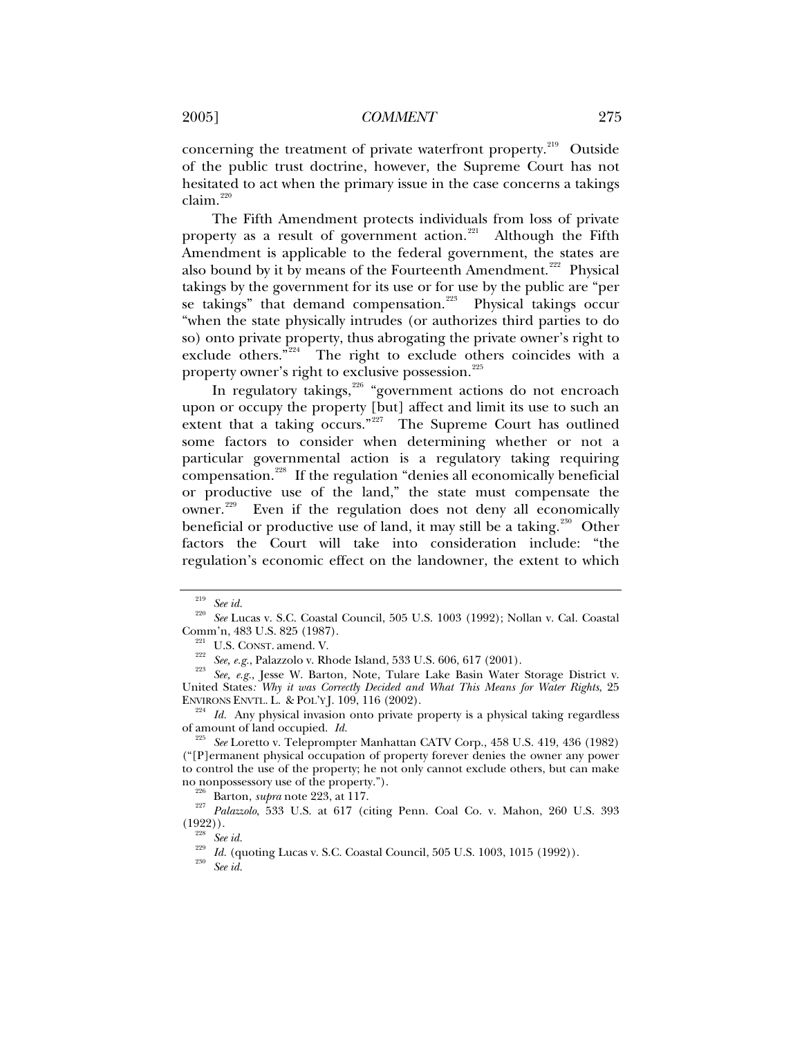concerning the treatment of private waterfront property.[219] Outside of the public trust doctrine, however, the Supreme Court has not hesitated to act when the primary issue in the case concerns a takings claim.[220]

The Fifth Amendment protects individuals from loss of private property as a result of government action.[221] Although the Fifth Amendment is applicable to the federal government, the states are also bound by it by means of the Fourteenth Amendment.[222] Physical takings by the government for its use or for use by the public are "per se takings" that demand compensation.[223] Physical takings occur "when the state physically intrudes (or authorizes third parties to do so) onto private property, thus abrogating the private owner's right to exclude others."[224] The right to exclude others coincides with a property owner's right to exclusive possession.[225]

In regulatory takings,[226] "government actions do not encroach upon or occupy the property [but] affect and limit its use to such an extent that a taking occurs."[227] The Supreme Court has outlined some factors to consider when determining whether or not a particular governmental action is a regulatory taking requiring compensation.[228] If the regulation "denies all economically beneficial or productive use of the land," the state must compensate the owner.[229] Even if the regulation does not deny all economically beneficial or productive use of land, it may still be a taking.[230] Other factors the Court will take into consideration include: "the regulation's economic effect on the landowner, the extent to which

---

[219] *See id.*

[220] *See* Lucas v. S.C. Coastal Council, 505 U.S. 1003 (1992); Nollan v. Cal. Coastal Comm'n, 483 U.S. 825 (1987).

[221] U.S. CONST. amend. V.

[222] *See, e.g.*, Palazzolo v. Rhode Island, 533 U.S. 606, 617 (2001).

[223] *See, e.g.*, Jesse W. Barton, Note, Tulare Lake Basin Water Storage District v. United States*: Why it was Correctly Decided and What This Means for Water Rights*, 25 ENVIRONS ENVTL. L. & POL'Y J. 109, 116 (2002).

[224] *Id.* Any physical invasion onto private property is a physical taking regardless of amount of land occupied. *Id.*

[225] *See* Loretto v. Teleprompter Manhattan CATV Corp., 458 U.S. 419, 436 (1982) ("[P]ermanent physical occupation of property forever denies the owner any power to control the use of the property; he not only cannot exclude others, but can make no nonpossessory use of the property.").

[226] Barton, *supra* note 223, at 117.

[227] *Palazzolo*, 533 U.S. at 617 (citing Penn. Coal Co. v. Mahon, 260 U.S. 393 (1922)).

[228] *See id.*

[229] *Id.* (quoting Lucas v. S.C. Coastal Council, 505 U.S. 1003, 1015 (1992)).

[230] *See id.*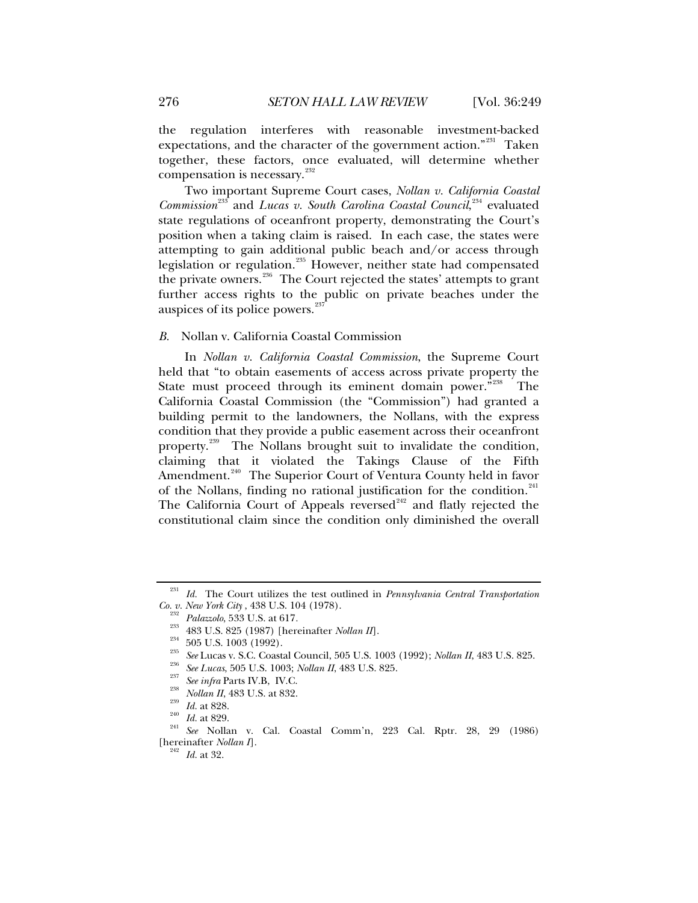the regulation interferes with reasonable investment-backed expectations, and the character of the government action."[231] Taken together, these factors, once evaluated, will determine whether compensation is necessary.[232]

Two important Supreme Court cases, *Nollan v. California Coastal Commission*[233] and *Lucas v. South Carolina Coastal Council*,[234] evaluated state regulations of oceanfront property, demonstrating the Court's position when a taking claim is raised. In each case, the states were attempting to gain additional public beach and/or access through legislation or regulation.[235] However, neither state had compensated the private owners.[236] The Court rejected the states' attempts to grant further access rights to the public on private beaches under the auspices of its police powers.[237]

### *B.* Nollan v. California Coastal Commission

In *Nollan v. California Coastal Commission*, the Supreme Court held that "to obtain easements of access across private property the State must proceed through its eminent domain power."[238] The California Coastal Commission (the "Commission") had granted a building permit to the landowners, the Nollans, with the express condition that they provide a public easement across their oceanfront property.[239] The Nollans brought suit to invalidate the condition, claiming that it violated the Takings Clause of the Fifth Amendment.[240] The Superior Court of Ventura County held in favor of the Nollans, finding no rational justification for the condition.[241] The California Court of Appeals reversed[242] and flatly rejected the constitutional claim since the condition only diminished the overall

---

[231] *Id.* The Court utilizes the test outlined in *Pennsylvania Central Transportation Co. v. New York City* , 438 U.S. 104 (1978).

[232] *Palazzolo*, 533 U.S. at 617.

[233] 483 U.S. 825 (1987) [hereinafter *Nollan II*].

[234] 505 U.S. 1003 (1992).

[235] *See* Lucas v. S.C. Coastal Council, 505 U.S. 1003 (1992); *Nollan II*, 483 U.S. 825.

[236] *See Lucas*, 505 U.S. 1003; *Nollan II*, 483 U.S. 825.

[237] *See infra* Parts IV.B, IV.C.

[238] *Nollan II*, 483 U.S. at 832.

[239] *Id.* at 828.

[240] *Id.* at 829.

[241] *See* Nollan v. Cal. Coastal Comm'n, 223 Cal. Rptr. 28, 29 (1986) [hereinafter *Nollan I*].

[242] *Id.* at 32.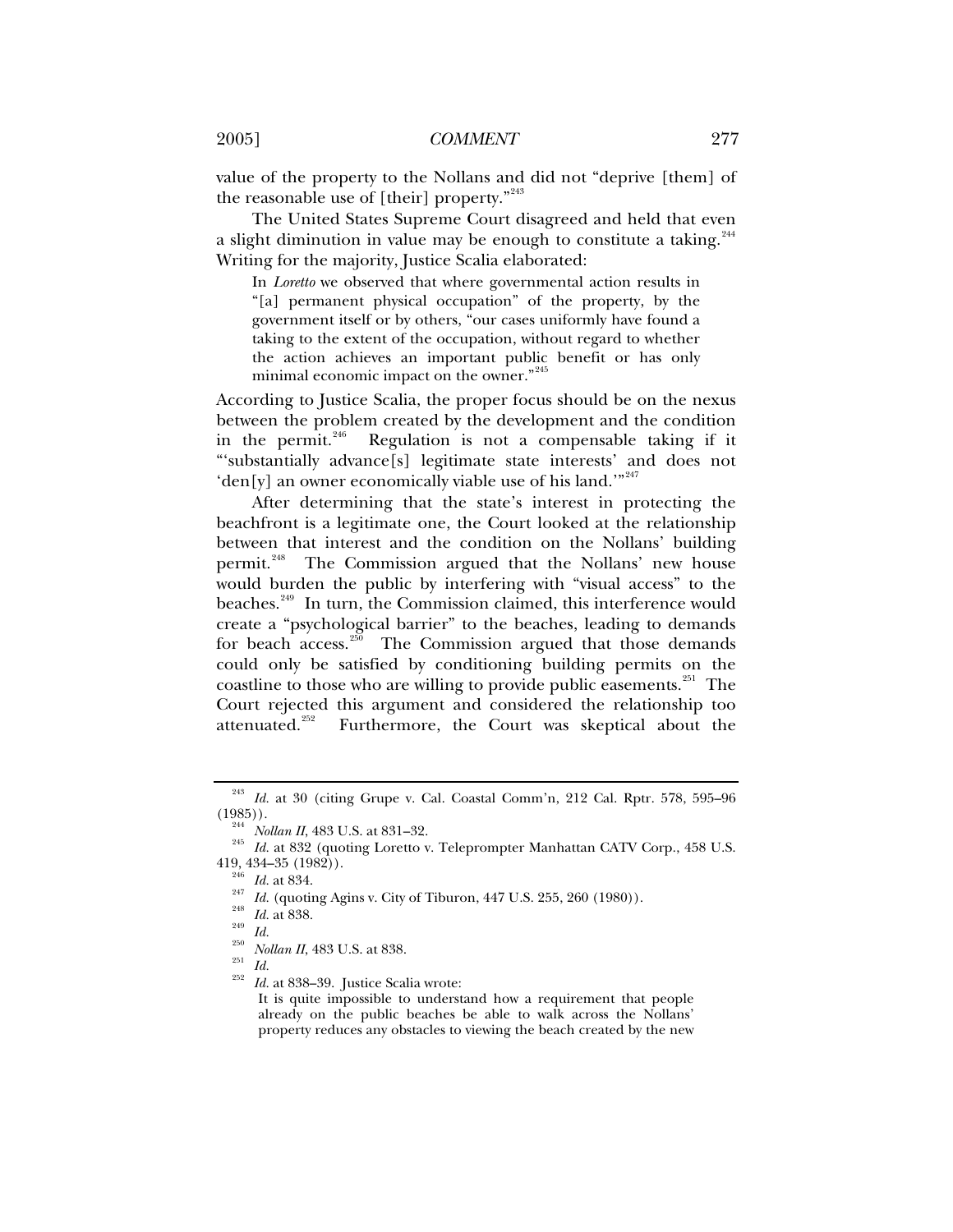value of the property to the Nollans and did not "deprive [them] of the reasonable use of [their] property."[243]

The United States Supreme Court disagreed and held that even a slight diminution in value may be enough to constitute a taking.[244] Writing for the majority, Justice Scalia elaborated:

> In *Loretto* we observed that where governmental action results in "[a] permanent physical occupation" of the property, by the government itself or by others, "our cases uniformly have found a taking to the extent of the occupation, without regard to whether the action achieves an important public benefit or has only minimal economic impact on the owner."[245]

According to Justice Scalia, the proper focus should be on the nexus between the problem created by the development and the condition in the permit.[246] Regulation is not a compensable taking if it "'substantially advance[s] legitimate state interests' and does not 'den[y] an owner economically viable use of his land.'"[247]

After determining that the state's interest in protecting the beachfront is a legitimate one, the Court looked at the relationship between that interest and the condition on the Nollans' building permit.[248] The Commission argued that the Nollans' new house would burden the public by interfering with "visual access" to the beaches.[249] In turn, the Commission claimed, this interference would create a "psychological barrier" to the beaches, leading to demands for beach access.[250] The Commission argued that those demands could only be satisfied by conditioning building permits on the coastline to those who are willing to provide public easements.[251] The Court rejected this argument and considered the relationship too attenuated.[252] Furthermore, the Court was skeptical about the

---

[243] *Id.* at 30 (citing Grupe v. Cal. Coastal Comm'n, 212 Cal. Rptr. 578, 595–96 (1985)).

[244] *Nollan II*, 483 U.S. at 831–32.

[245] *Id.* at 832 (quoting Loretto v. Teleprompter Manhattan CATV Corp., 458 U.S. 419, 434–35 (1982)).

[246] *Id.* at 834.

[247] *Id.* (quoting Agins v. City of Tiburon, 447 U.S. 255, 260 (1980)).

[248] *Id.* at 838.

[249] *Id.*

[250] *Nollan II*, 483 U.S. at 838.

[251] *Id.*

[252] *Id.* at 838–39. Justice Scalia wrote:

> It is quite impossible to understand how a requirement that people already on the public beaches be able to walk across the Nollans' property reduces any obstacles to viewing the beach created by the new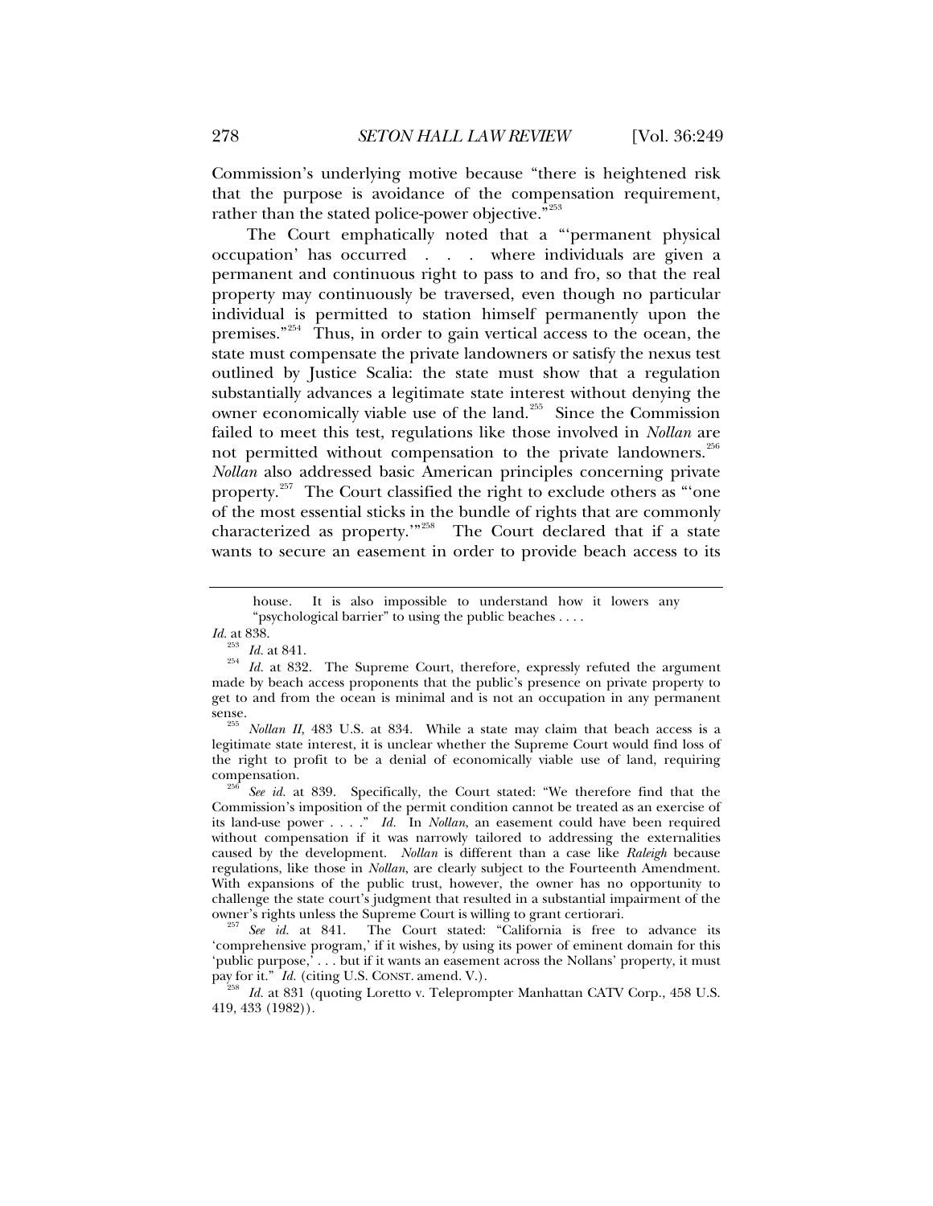Commission's underlying motive because "there is heightened risk that the purpose is avoidance of the compensation requirement, rather than the stated police-power objective."[253]

The Court emphatically noted that a "'permanent physical occupation' has occurred . . . where individuals are given a permanent and continuous right to pass to and fro, so that the real property may continuously be traversed, even though no particular individual is permitted to station himself permanently upon the premises."[254] Thus, in order to gain vertical access to the ocean, the state must compensate the private landowners or satisfy the nexus test outlined by Justice Scalia: the state must show that a regulation substantially advances a legitimate state interest without denying the owner economically viable use of the land.[255] Since the Commission failed to meet this test, regulations like those involved in *Nollan* are not permitted without compensation to the private landowners.[256] *Nollan* also addressed basic American principles concerning private property.[257] The Court classified the right to exclude others as "'one of the most essential sticks in the bundle of rights that are commonly characterized as property.'"[258] The Court declared that if a state wants to secure an easement in order to provide beach access to its

---

house. It is also impossible to understand how it lowers any "psychological barrier" to using the public beaches . . . .

*Id.* at 838.

[253] *Id.* at 841.

[254] *Id.* at 832. The Supreme Court, therefore, expressly refuted the argument made by beach access proponents that the public's presence on private property to get to and from the ocean is minimal and is not an occupation in any permanent sense.

[255] *Nollan II*, 483 U.S. at 834. While a state may claim that beach access is a legitimate state interest, it is unclear whether the Supreme Court would find loss of the right to profit to be a denial of economically viable use of land, requiring compensation.

[256] *See id.* at 839. Specifically, the Court stated: "We therefore find that the Commission's imposition of the permit condition cannot be treated as an exercise of its land-use power . . . ." *Id.* In *Nollan*, an easement could have been required without compensation if it was narrowly tailored to addressing the externalities caused by the development. *Nollan* is different than a case like *Raleigh* because regulations, like those in *Nollan*, are clearly subject to the Fourteenth Amendment. With expansions of the public trust, however, the owner has no opportunity to challenge the state court's judgment that resulted in a substantial impairment of the owner's rights unless the Supreme Court is willing to grant certiorari.

[257] *See id.* at 841. The Court stated: "California is free to advance its 'comprehensive program,' if it wishes, by using its power of eminent domain for this 'public purpose,' . . . but if it wants an easement across the Nollans' property, it must pay for it." *Id.* (citing U.S. CONST. amend. V.).

[258] *Id.* at 831 (quoting Loretto v. Teleprompter Manhattan CATV Corp., 458 U.S. 419, 433 (1982)).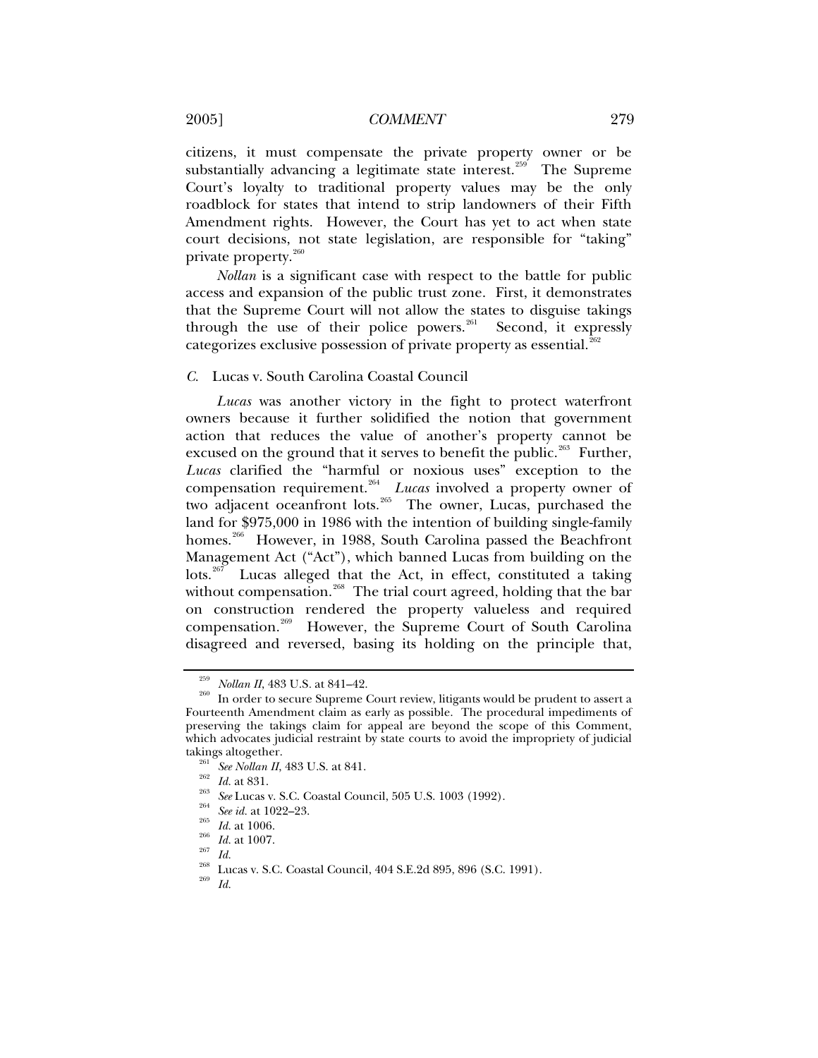citizens, it must compensate the private property owner or be substantially advancing a legitimate state interest.[259] The Supreme Court's loyalty to traditional property values may be the only roadblock for states that intend to strip landowners of their Fifth Amendment rights. However, the Court has yet to act when state court decisions, not state legislation, are responsible for "taking" private property.[260]

*Nollan* is a significant case with respect to the battle for public access and expansion of the public trust zone. First, it demonstrates that the Supreme Court will not allow the states to disguise takings through the use of their police powers.[261] Second, it expressly categorizes exclusive possession of private property as essential.[262]

### *C.* Lucas v. South Carolina Coastal Council

*Lucas* was another victory in the fight to protect waterfront owners because it further solidified the notion that government action that reduces the value of another's property cannot be excused on the ground that it serves to benefit the public.[263] Further, *Lucas* clarified the "harmful or noxious uses" exception to the compensation requirement.[264] *Lucas* involved a property owner of two adjacent oceanfront lots.[265] The owner, Lucas, purchased the land for $975,000 in 1986 with the intention of building single-family homes.[266] However, in 1988, South Carolina passed the Beachfront Management Act ("Act"), which banned Lucas from building on the lots.[267] Lucas alleged that the Act, in effect, constituted a taking without compensation.[268] The trial court agreed, holding that the bar on construction rendered the property valueless and required compensation.[269] However, the Supreme Court of South Carolina disagreed and reversed, basing its holding on the principle that,

---

[259] *Nollan II*, 483 U.S. at 841–42.

[260] In order to secure Supreme Court review, litigants would be prudent to assert a Fourteenth Amendment claim as early as possible. The procedural impediments of preserving the takings claim for appeal are beyond the scope of this Comment, which advocates judicial restraint by state courts to avoid the impropriety of judicial takings altogether.

[261] *See Nollan II*, 483 U.S. at 841.

[262] *Id.* at 831.

[263] *See* Lucas v. S.C. Coastal Council, 505 U.S. 1003 (1992).

[264] *See id.* at 1022–23.

[265] *Id.* at 1006.

[266] *Id.* at 1007.

[267] *Id.*

[268] Lucas v. S.C. Coastal Council, 404 S.E.2d 895, 896 (S.C. 1991).

[269] *Id.*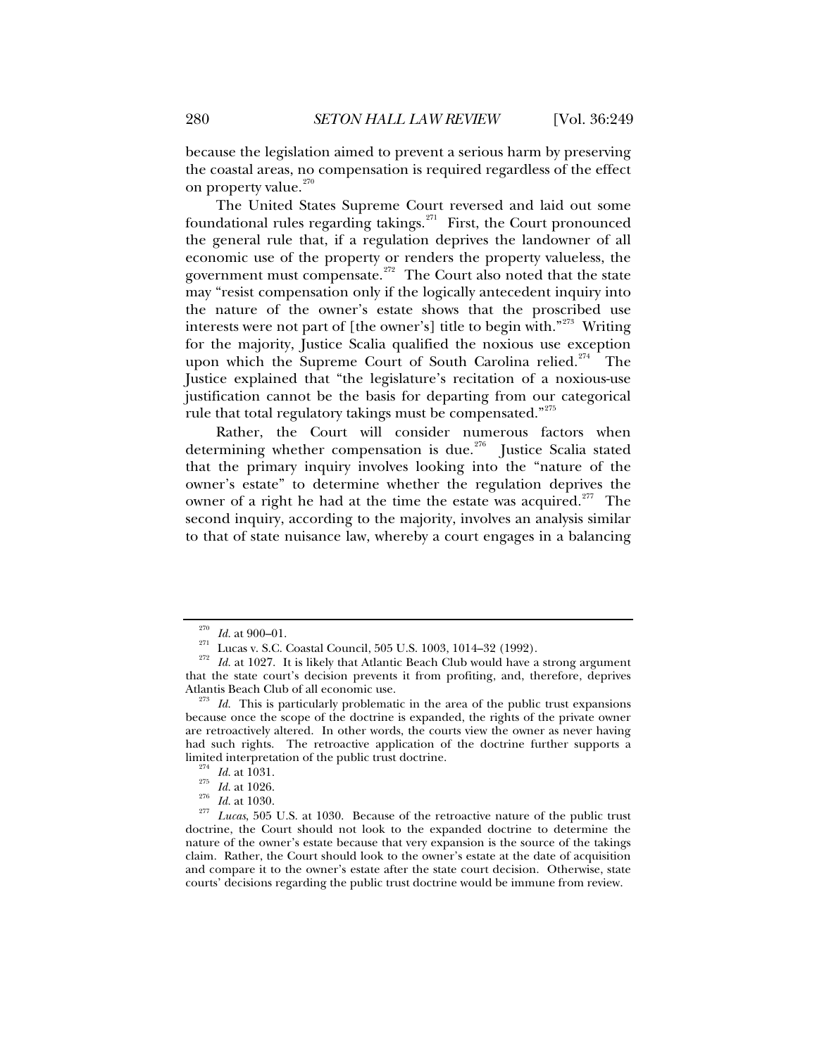because the legislation aimed to prevent a serious harm by preserving the coastal areas, no compensation is required regardless of the effect on property value.[270]

The United States Supreme Court reversed and laid out some foundational rules regarding takings.[271] First, the Court pronounced the general rule that, if a regulation deprives the landowner of all economic use of the property or renders the property valueless, the government must compensate.[272] The Court also noted that the state may "resist compensation only if the logically antecedent inquiry into the nature of the owner's estate shows that the proscribed use interests were not part of [the owner's] title to begin with."[273] Writing for the majority, Justice Scalia qualified the noxious use exception upon which the Supreme Court of South Carolina relied.[274] The Justice explained that "the legislature's recitation of a noxious-use justification cannot be the basis for departing from our categorical rule that total regulatory takings must be compensated."[275]

Rather, the Court will consider numerous factors when determining whether compensation is due.[276] Justice Scalia stated that the primary inquiry involves looking into the "nature of the owner's estate" to determine whether the regulation deprives the owner of a right he had at the time the estate was acquired.[277] The second inquiry, according to the majority, involves an analysis similar to that of state nuisance law, whereby a court engages in a balancing

---

[270] *Id.* at 900–01.

[271] Lucas v. S.C. Coastal Council, 505 U.S. 1003, 1014–32 (1992).

[272] *Id.* at 1027. It is likely that Atlantic Beach Club would have a strong argument that the state court's decision prevents it from profiting, and, therefore, deprives Atlantis Beach Club of all economic use.

[273] *Id.* This is particularly problematic in the area of the public trust expansions because once the scope of the doctrine is expanded, the rights of the private owner are retroactively altered. In other words, the courts view the owner as never having had such rights. The retroactive application of the doctrine further supports a limited interpretation of the public trust doctrine.

[274] *Id.* at 1031.

[275] *Id.* at 1026.

[276] *Id.* at 1030.

[277] *Lucas*, 505 U.S. at 1030. Because of the retroactive nature of the public trust doctrine, the Court should not look to the expanded doctrine to determine the nature of the owner's estate because that very expansion is the source of the takings claim. Rather, the Court should look to the owner's estate at the date of acquisition and compare it to the owner's estate after the state court decision. Otherwise, state courts' decisions regarding the public trust doctrine would be immune from review.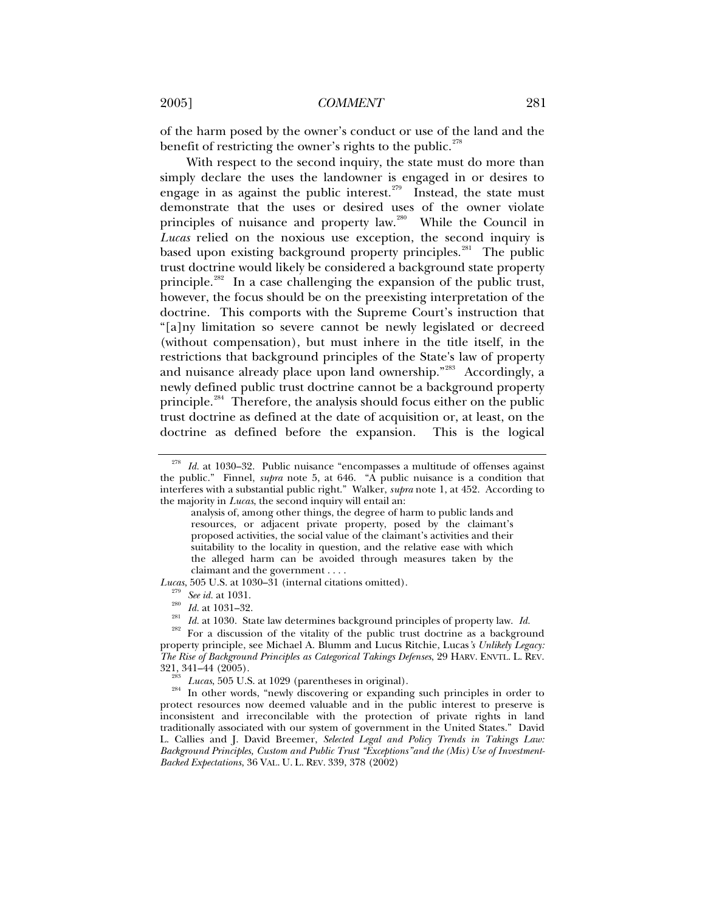of the harm posed by the owner's conduct or use of the land and the benefit of restricting the owner's rights to the public.[278]

With respect to the second inquiry, the state must do more than simply declare the uses the landowner is engaged in or desires to engage in as against the public interest.[279] Instead, the state must demonstrate that the uses or desired uses of the owner violate principles of nuisance and property law.[280] While the Council in *Lucas* relied on the noxious use exception, the second inquiry is based upon existing background property principles.[281] The public trust doctrine would likely be considered a background state property principle.[282] In a case challenging the expansion of the public trust, however, the focus should be on the preexisting interpretation of the doctrine. This comports with the Supreme Court's instruction that "[a]ny limitation so severe cannot be newly legislated or decreed (without compensation), but must inhere in the title itself, in the restrictions that background principles of the State's law of property and nuisance already place upon land ownership."[283] Accordingly, a newly defined public trust doctrine cannot be a background property principle.[284] Therefore, the analysis should focus either on the public trust doctrine as defined at the date of acquisition or, at least, on the doctrine as defined before the expansion. This is the logical

---

[278] *Id.* at 1030–32. Public nuisance "encompasses a multitude of offenses against the public." Finnel, *supra* note 5, at 646. "A public nuisance is a condition that interferes with a substantial public right." Walker, *supra* note 1, at 452. According to the majority in *Lucas*, the second inquiry will entail an:

> analysis of, among other things, the degree of harm to public lands and resources, or adjacent private property, posed by the claimant's proposed activities, the social value of the claimant's activities and their suitability to the locality in question, and the relative ease with which the alleged harm can be avoided through measures taken by the claimant and the government . . . .

*Lucas*, 505 U.S. at 1030–31 (internal citations omitted).

[279] *See id.* at 1031.

[280] *Id.* at 1031–32.

[281] *Id.* at 1030. State law determines background principles of property law. *Id.*

[282] For a discussion of the vitality of the public trust doctrine as a background property principle, see Michael A. Blumm and Lucus Ritchie, Lucas*'s Unlikely Legacy: The Rise of Background Principles as Categorical Takings Defenses*, 29 HARV. ENVTL. L. REV. 321, 341–44 (2005).

[283] *Lucas*, 505 U.S. at 1029 (parentheses in original).

[284] In other words, "newly discovering or expanding such principles in order to protect resources now deemed valuable and in the public interest to preserve is inconsistent and irreconcilable with the protection of private rights in land traditionally associated with our system of government in the United States." David L. Callies and J. David Breemer, *Selected Legal and Policy Trends in Takings Law: Background Principles, Custom and Public Trust "Exceptions"and the (Mis) Use of Investment-Backed Expectations*, 36 VAL. U. L. REV. 339, 378 (2002)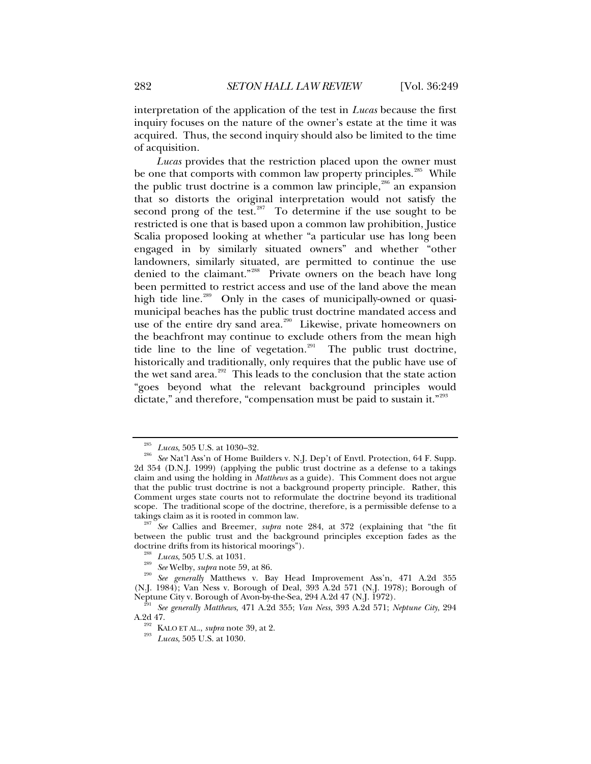interpretation of the application of the test in *Lucas* because the first inquiry focuses on the nature of the owner's estate at the time it was acquired. Thus, the second inquiry should also be limited to the time of acquisition.

*Lucas* provides that the restriction placed upon the owner must be one that comports with common law property principles.[285] While the public trust doctrine is a common law principle,[286] an expansion that so distorts the original interpretation would not satisfy the second prong of the test.[287] To determine if the use sought to be restricted is one that is based upon a common law prohibition, Justice Scalia proposed looking at whether "a particular use has long been engaged in by similarly situated owners" and whether "other landowners, similarly situated, are permitted to continue the use denied to the claimant."[288] Private owners on the beach have long been permitted to restrict access and use of the land above the mean high tide line.[289] Only in the cases of municipally-owned or quasi-municipal beaches has the public trust doctrine mandated access and use of the entire dry sand area.[290] Likewise, private homeowners on the beachfront may continue to exclude others from the mean high tide line to the line of vegetation.[291] The public trust doctrine, historically and traditionally, only requires that the public have use of the wet sand area.[292] This leads to the conclusion that the state action "goes beyond what the relevant background principles would dictate," and therefore, "compensation must be paid to sustain it."[293]

---

[285] *Lucas*, 505 U.S. at 1030–32.

[286] *See* Nat'l Ass'n of Home Builders v. N.J. Dep't of Envtl. Protection, 64 F. Supp. 2d 354 (D.N.J. 1999) (applying the public trust doctrine as a defense to a takings claim and using the holding in *Matthews* as a guide). This Comment does not argue that the public trust doctrine is not a background property principle. Rather, this Comment urges state courts not to reformulate the doctrine beyond its traditional scope. The traditional scope of the doctrine, therefore, is a permissible defense to a takings claim as it is rooted in common law.

[287] *See* Callies and Breemer, *supra* note 284, at 372 (explaining that "the fit between the public trust and the background principles exception fades as the doctrine drifts from its historical moorings").

[288] *Lucas*, 505 U.S. at 1031.

[289] *See* Welby, *supra* note 59, at 86.

[290] *See generally* Matthews v. Bay Head Improvement Ass'n, 471 A.2d 355 (N.J. 1984); Van Ness v. Borough of Deal, 393 A.2d 571 (N.J. 1978); Borough of Neptune City v. Borough of Avon-by-the-Sea, 294 A.2d 47 (N.J. 1972).

[291] *See generally Matthews*, 471 A.2d 355; *Van Ness*, 393 A.2d 571; *Neptune City*, 294 A.2d 47.

[292] KALO ET AL., *supra* note 39, at 2.

[293] *Lucas*, 505 U.S. at 1030.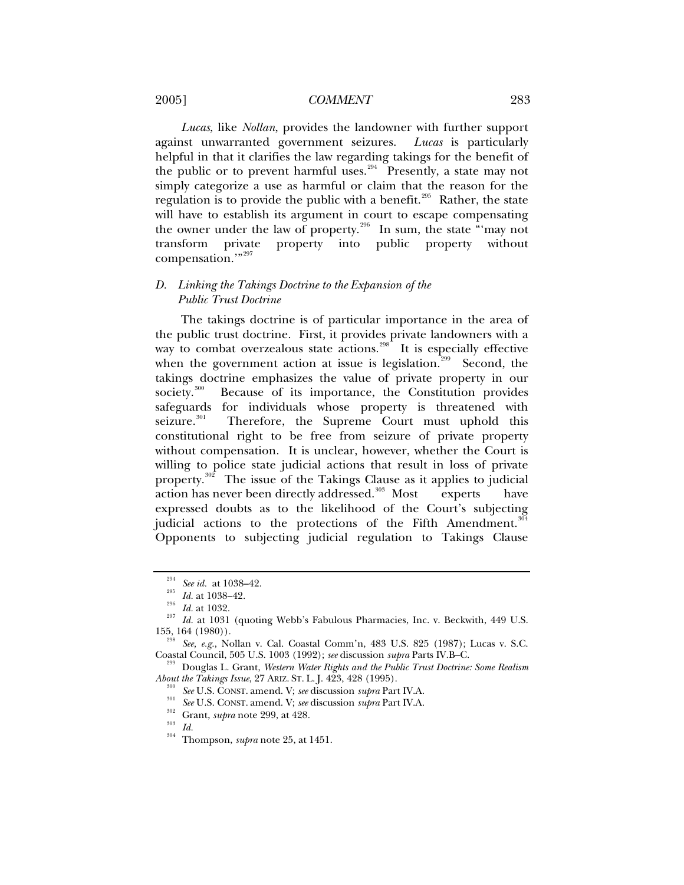*Lucas*, like *Nollan*, provides the landowner with further support against unwarranted government seizures. *Lucas* is particularly helpful in that it clarifies the law regarding takings for the benefit of the public or to prevent harmful uses.[294] Presently, a state may not simply categorize a use as harmful or claim that the reason for the regulation is to provide the public with a benefit.[295] Rather, the state will have to establish its argument in court to escape compensating the owner under the law of property.[296] In sum, the state "'may not transform private property into public property without compensation.'"[297]

### *D. Linking the Takings Doctrine to the Expansion of the Public Trust Doctrine*

The takings doctrine is of particular importance in the area of the public trust doctrine. First, it provides private landowners with a way to combat overzealous state actions.[298] It is especially effective when the government action at issue is legislation.[299] Second, the takings doctrine emphasizes the value of private property in our society.[300] Because of its importance, the Constitution provides safeguards for individuals whose property is threatened with seizure.[301] Therefore, the Supreme Court must uphold this constitutional right to be free from seizure of private property without compensation. It is unclear, however, whether the Court is willing to police state judicial actions that result in loss of private property.[302] The issue of the Takings Clause as it applies to judicial action has never been directly addressed.[303] Most experts have expressed doubts as to the likelihood of the Court's subjecting judicial actions to the protections of the Fifth Amendment.[304] Opponents to subjecting judicial regulation to Takings Clause

---

[294] *See id.* at 1038–42.

[295] *Id.* at 1038–42.

[296] *Id.* at 1032.

[297] *Id.* at 1031 (quoting Webb's Fabulous Pharmacies, Inc. v. Beckwith, 449 U.S. 155, 164 (1980)).

[298] *See, e.g.*, Nollan v. Cal. Coastal Comm'n, 483 U.S. 825 (1987); Lucas v. S.C. Coastal Council, 505 U.S. 1003 (1992); *see* discussion *supra* Parts IV.B–C.

[299] Douglas L. Grant, *Western Water Rights and the Public Trust Doctrine: Some Realism About the Takings Issue*, 27 ARIZ. ST. L. J. 423, 428 (1995).

[300] *See* U.S. CONST. amend. V; *see* discussion *supra* Part IV.A.

[301] *See* U.S. CONST. amend. V; *see* discussion *supra* Part IV.A.

[302] Grant, *supra* note 299, at 428.

[303] *Id.*

[304] Thompson, *supra* note 25, at 1451.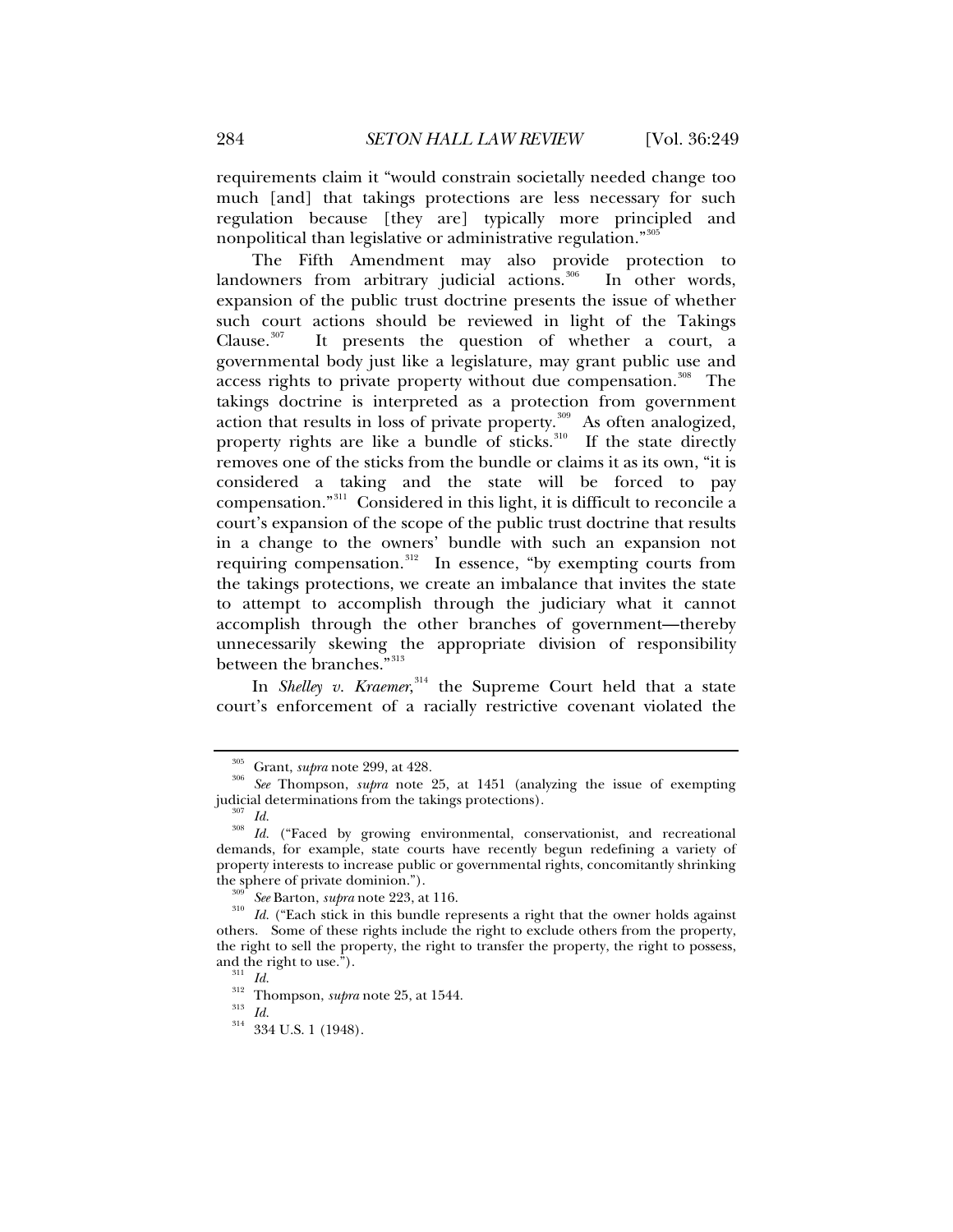requirements claim it "would constrain societally needed change too much [and] that takings protections are less necessary for such regulation because [they are] typically more principled and nonpolitical than legislative or administrative regulation."[305]

The Fifth Amendment may also provide protection to landowners from arbitrary judicial actions.[306] In other words, expansion of the public trust doctrine presents the issue of whether such court actions should be reviewed in light of the Takings Clause.[307] It presents the question of whether a court, a governmental body just like a legislature, may grant public use and access rights to private property without due compensation.[308] The takings doctrine is interpreted as a protection from government action that results in loss of private property.[309] As often analogized, property rights are like a bundle of sticks.[310] If the state directly removes one of the sticks from the bundle or claims it as its own, "it is considered a taking and the state will be forced to pay compensation."[311] Considered in this light, it is difficult to reconcile a court's expansion of the scope of the public trust doctrine that results in a change to the owners' bundle with such an expansion not requiring compensation.[312] In essence, "by exempting courts from the takings protections, we create an imbalance that invites the state to attempt to accomplish through the judiciary what it cannot accomplish through the other branches of government—thereby unnecessarily skewing the appropriate division of responsibility between the branches."[313]

In *Shelley v. Kraemer*,[314] the Supreme Court held that a state court's enforcement of a racially restrictive covenant violated the

---

[305] Grant, *supra* note 299, at 428.

[306] *See* Thompson, *supra* note 25, at 1451 (analyzing the issue of exempting judicial determinations from the takings protections).

[307] *Id.*

[308] *Id.* ("Faced by growing environmental, conservationist, and recreational demands, for example, state courts have recently begun redefining a variety of property interests to increase public or governmental rights, concomitantly shrinking the sphere of private dominion.").

[309] *See* Barton, *supra* note 223, at 116.

[310] *Id.* ("Each stick in this bundle represents a right that the owner holds against others. Some of these rights include the right to exclude others from the property, the right to sell the property, the right to transfer the property, the right to possess, and the right to use.").

[311] *Id.*

[312] Thompson, *supra* note 25, at 1544.

[313] *Id.*

[314] 334 U.S. 1 (1948).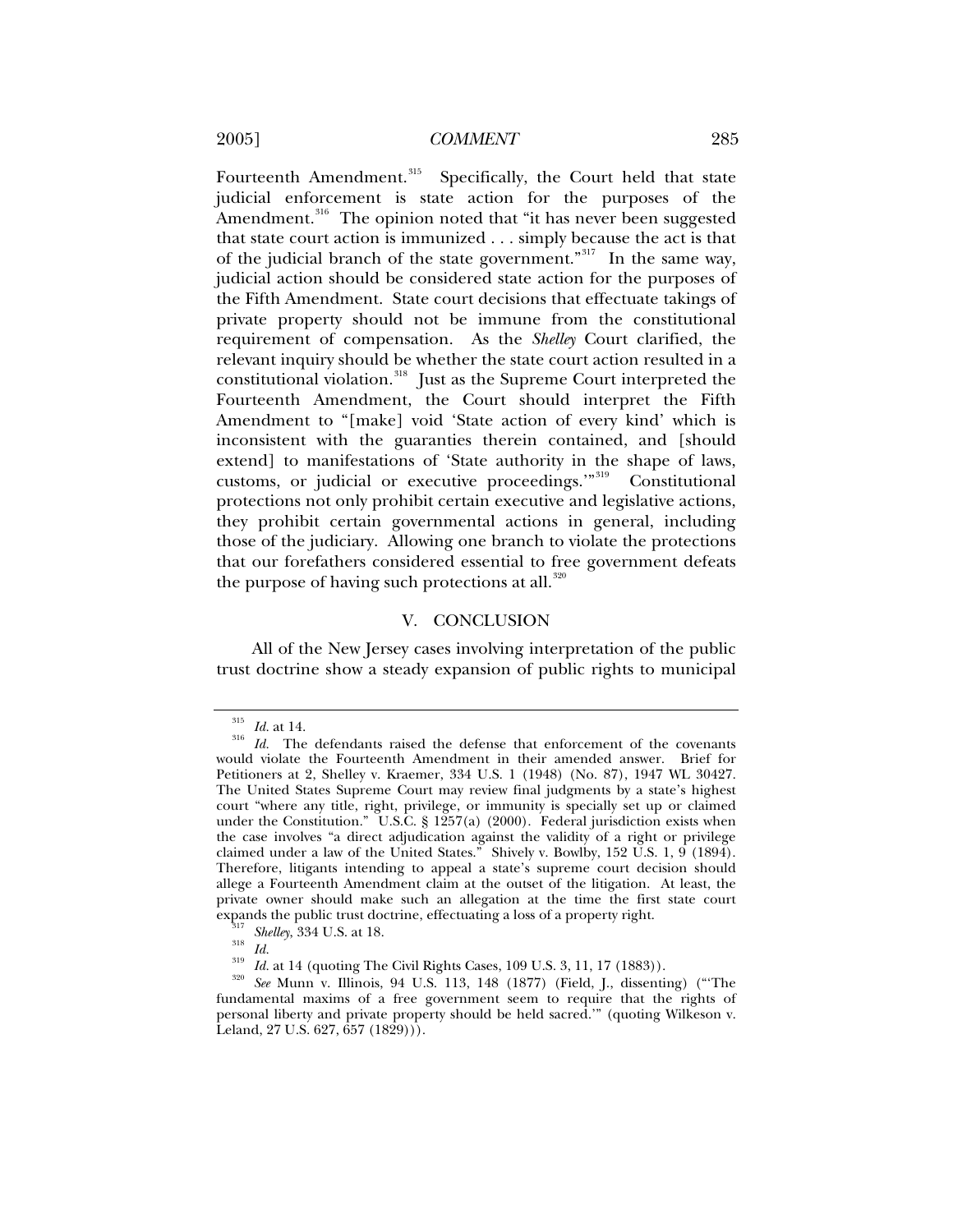Fourteenth Amendment.[315] Specifically, the Court held that state judicial enforcement is state action for the purposes of the Amendment.[316] The opinion noted that "it has never been suggested that state court action is immunized . . . simply because the act is that of the judicial branch of the state government."[317] In the same way, judicial action should be considered state action for the purposes of the Fifth Amendment. State court decisions that effectuate takings of private property should not be immune from the constitutional requirement of compensation. As the *Shelley* Court clarified, the relevant inquiry should be whether the state court action resulted in a constitutional violation.[318] Just as the Supreme Court interpreted the Fourteenth Amendment, the Court should interpret the Fifth Amendment to "[make] void 'State action of every kind' which is inconsistent with the guaranties therein contained, and [should extend] to manifestations of 'State authority in the shape of laws, customs, or judicial or executive proceedings.'"[319] Constitutional protections not only prohibit certain executive and legislative actions, they prohibit certain governmental actions in general, including those of the judiciary. Allowing one branch to violate the protections that our forefathers considered essential to free government defeats the purpose of having such protections at all.[320]

## V. CONCLUSION

All of the New Jersey cases involving interpretation of the public trust doctrine show a steady expansion of public rights to municipal

---

[315] *Id.* at 14.

[316] *Id.* The defendants raised the defense that enforcement of the covenants would violate the Fourteenth Amendment in their amended answer. Brief for Petitioners at 2, Shelley v. Kraemer, 334 U.S. 1 (1948) (No. 87), 1947 WL 30427. The United States Supreme Court may review final judgments by a state's highest court "where any title, right, privilege, or immunity is specially set up or claimed under the Constitution." U.S.C. § 1257(a) (2000). Federal jurisdiction exists when the case involves "a direct adjudication against the validity of a right or privilege claimed under a law of the United States." Shively v. Bowlby, 152 U.S. 1, 9 (1894). Therefore, litigants intending to appeal a state's supreme court decision should allege a Fourteenth Amendment claim at the outset of the litigation. At least, the private owner should make such an allegation at the time the first state court expands the public trust doctrine, effectuating a loss of a property right.

[317] *Shelley*, 334 U.S. at 18.

[318] *Id.*

[319] *Id.* at 14 (quoting The Civil Rights Cases, 109 U.S. 3, 11, 17 (1883)).

[320] *See* Munn v. Illinois, 94 U.S. 113, 148 (1877) (Field, J., dissenting) ("'The fundamental maxims of a free government seem to require that the rights of personal liberty and private property should be held sacred.'" (quoting Wilkeson v. Leland, 27 U.S. 627, 657 (1829))).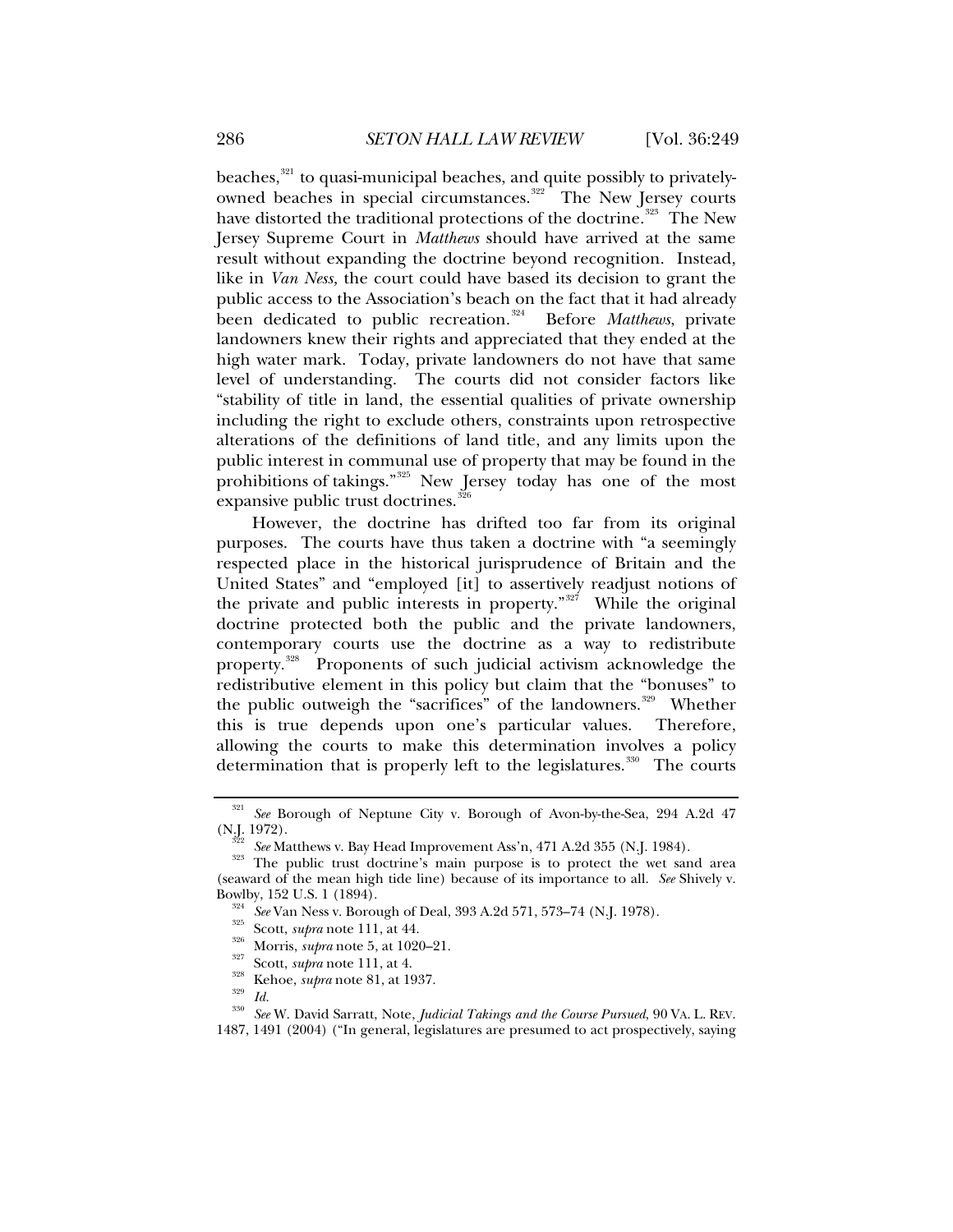beaches,[321] to quasi-municipal beaches, and quite possibly to privately-owned beaches in special circumstances.[322] The New Jersey courts have distorted the traditional protections of the doctrine.[323] The New Jersey Supreme Court in *Matthews* should have arrived at the same result without expanding the doctrine beyond recognition. Instead, like in *Van Ness,* the court could have based its decision to grant the public access to the Association's beach on the fact that it had already been dedicated to public recreation.[324] Before *Matthews*, private landowners knew their rights and appreciated that they ended at the high water mark. Today, private landowners do not have that same level of understanding. The courts did not consider factors like "stability of title in land, the essential qualities of private ownership including the right to exclude others, constraints upon retrospective alterations of the definitions of land title, and any limits upon the public interest in communal use of property that may be found in the prohibitions of takings."[325] New Jersey today has one of the most expansive public trust doctrines.[326]

However, the doctrine has drifted too far from its original purposes. The courts have thus taken a doctrine with "a seemingly respected place in the historical jurisprudence of Britain and the United States" and "employed [it] to assertively readjust notions of the private and public interests in property."[327] While the original doctrine protected both the public and the private landowners, contemporary courts use the doctrine as a way to redistribute property.[328] Proponents of such judicial activism acknowledge the redistributive element in this policy but claim that the "bonuses" to the public outweigh the "sacrifices" of the landowners.[329] Whether this is true depends upon one's particular values. Therefore, allowing the courts to make this determination involves a policy determination that is properly left to the legislatures.[330] The courts

---

[321] *See* Borough of Neptune City v. Borough of Avon-by-the-Sea, 294 A.2d 47 (N.J. 1972).

[322] *See* Matthews v. Bay Head Improvement Ass'n, 471 A.2d 355 (N.J. 1984).

[323] The public trust doctrine's main purpose is to protect the wet sand area (seaward of the mean high tide line) because of its importance to all. *See* Shively v. Bowlby, 152 U.S. 1 (1894).

[324] *See* Van Ness v. Borough of Deal, 393 A.2d 571, 573–74 (N.J. 1978).

[325] Scott, *supra* note 111, at 44.

[326] Morris, *supra* note 5, at 1020–21.

[327] Scott, *supra* note 111, at 4.

[328] Kehoe, *supra* note 81, at 1937.

[329] *Id.*

[330] *See* W. David Sarratt, Note, *Judicial Takings and the Course Pursued*, 90 VA. L. REV. 1487, 1491 (2004) ("In general, legislatures are presumed to act prospectively, saying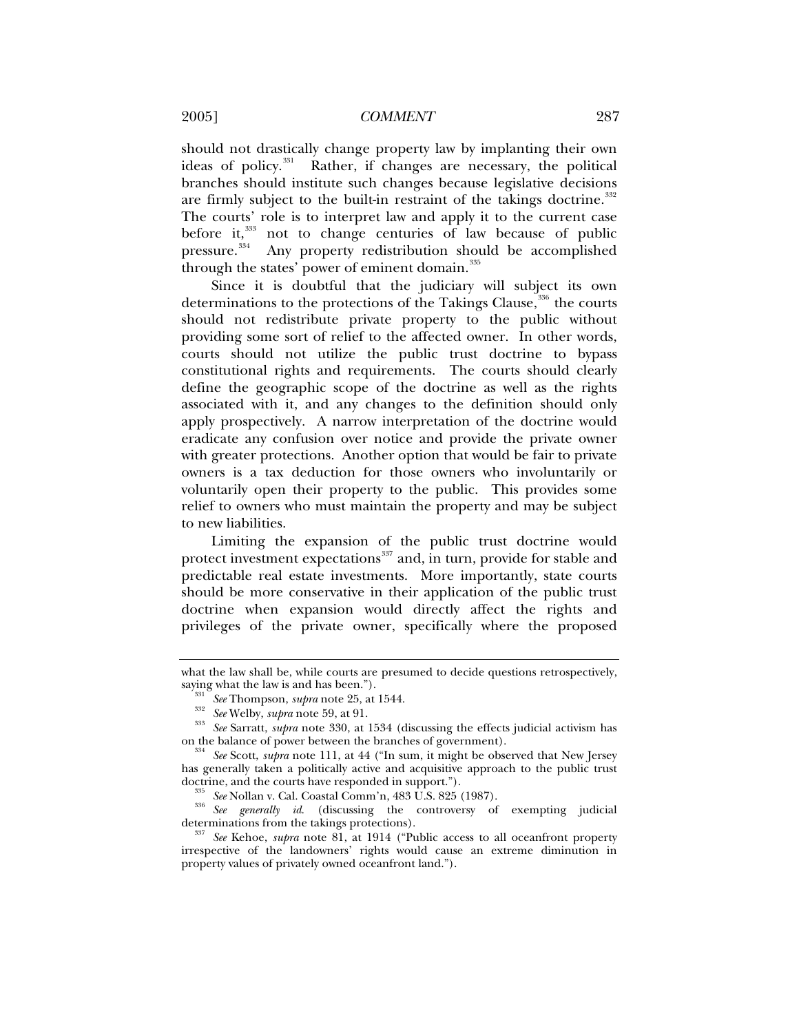should not drastically change property law by implanting their own ideas of policy.[331] Rather, if changes are necessary, the political branches should institute such changes because legislative decisions are firmly subject to the built-in restraint of the takings doctrine.[332] The courts' role is to interpret law and apply it to the current case before it,[333] not to change centuries of law because of public pressure.[334] Any property redistribution should be accomplished through the states' power of eminent domain.[335]

Since it is doubtful that the judiciary will subject its own determinations to the protections of the Takings Clause,[336] the courts should not redistribute private property to the public without providing some sort of relief to the affected owner. In other words, courts should not utilize the public trust doctrine to bypass constitutional rights and requirements. The courts should clearly define the geographic scope of the doctrine as well as the rights associated with it, and any changes to the definition should only apply prospectively. A narrow interpretation of the doctrine would eradicate any confusion over notice and provide the private owner with greater protections. Another option that would be fair to private owners is a tax deduction for those owners who involuntarily or voluntarily open their property to the public. This provides some relief to owners who must maintain the property and may be subject to new liabilities.

Limiting the expansion of the public trust doctrine would protect investment expectations[337] and, in turn, provide for stable and predictable real estate investments. More importantly, state courts should be more conservative in their application of the public trust doctrine when expansion would directly affect the rights and privileges of the private owner, specifically where the proposed

---

what the law shall be, while courts are presumed to decide questions retrospectively, saying what the law is and has been.").

[331] *See* Thompson, *supra* note 25, at 1544.

[332] *See* Welby, *supra* note 59, at 91.

[333] *See* Sarratt, *supra* note 330, at 1534 (discussing the effects judicial activism has on the balance of power between the branches of government).

[334] *See* Scott, *supra* note 111, at 44 ("In sum, it might be observed that New Jersey has generally taken a politically active and acquisitive approach to the public trust doctrine, and the courts have responded in support.").

[335] *See* Nollan v. Cal. Coastal Comm'n, 483 U.S. 825 (1987).

[336] *See generally id.* (discussing the controversy of exempting judicial determinations from the takings protections).

[337] *See* Kehoe, *supra* note 81, at 1914 ("Public access to all oceanfront property irrespective of the landowners' rights would cause an extreme diminution in property values of privately owned oceanfront land.").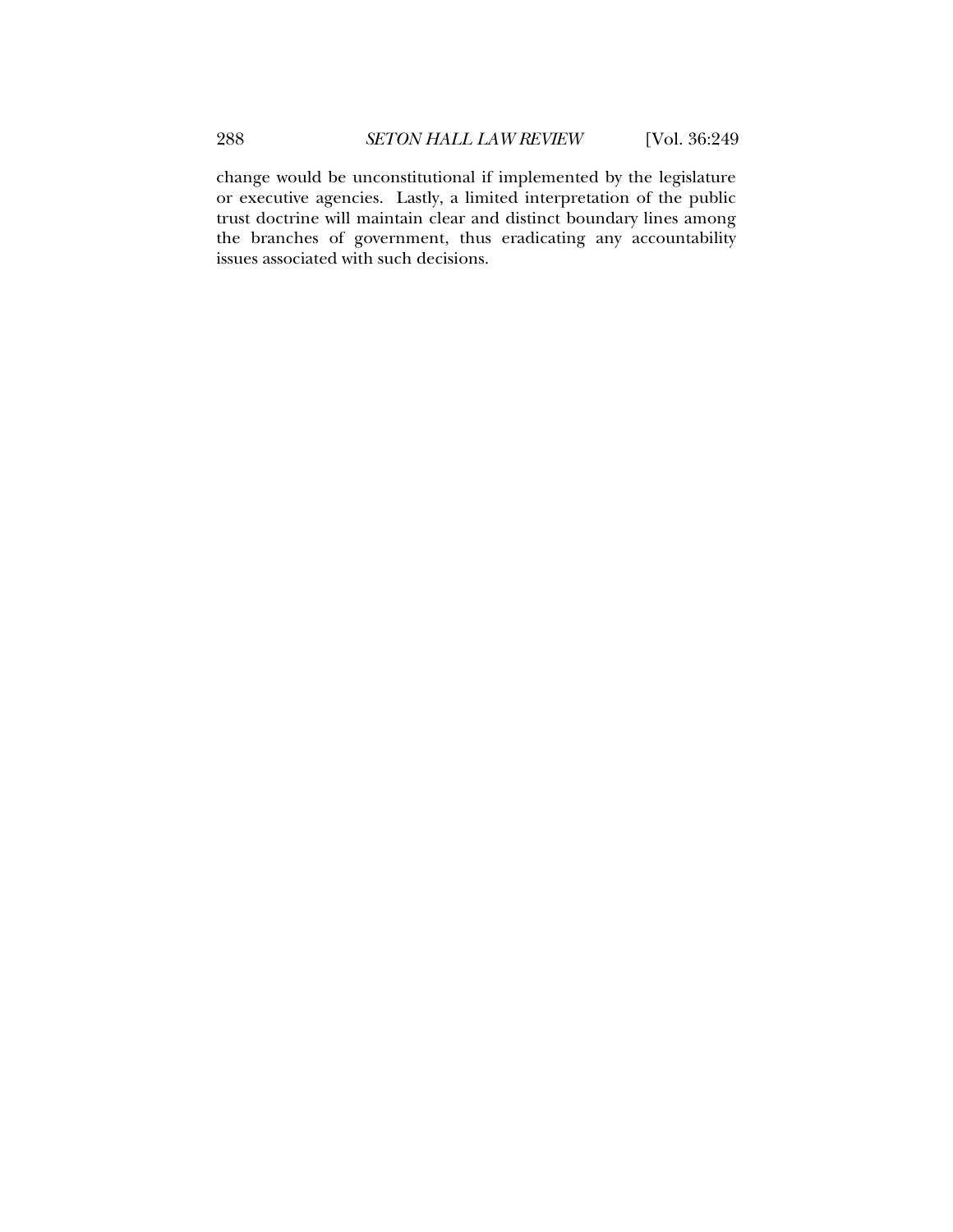change would be unconstitutional if implemented by the legislature or executive agencies. Lastly, a limited interpretation of the public trust doctrine will maintain clear and distinct boundary lines among the branches of government, thus eradicating any accountability issues associated with such decisions.